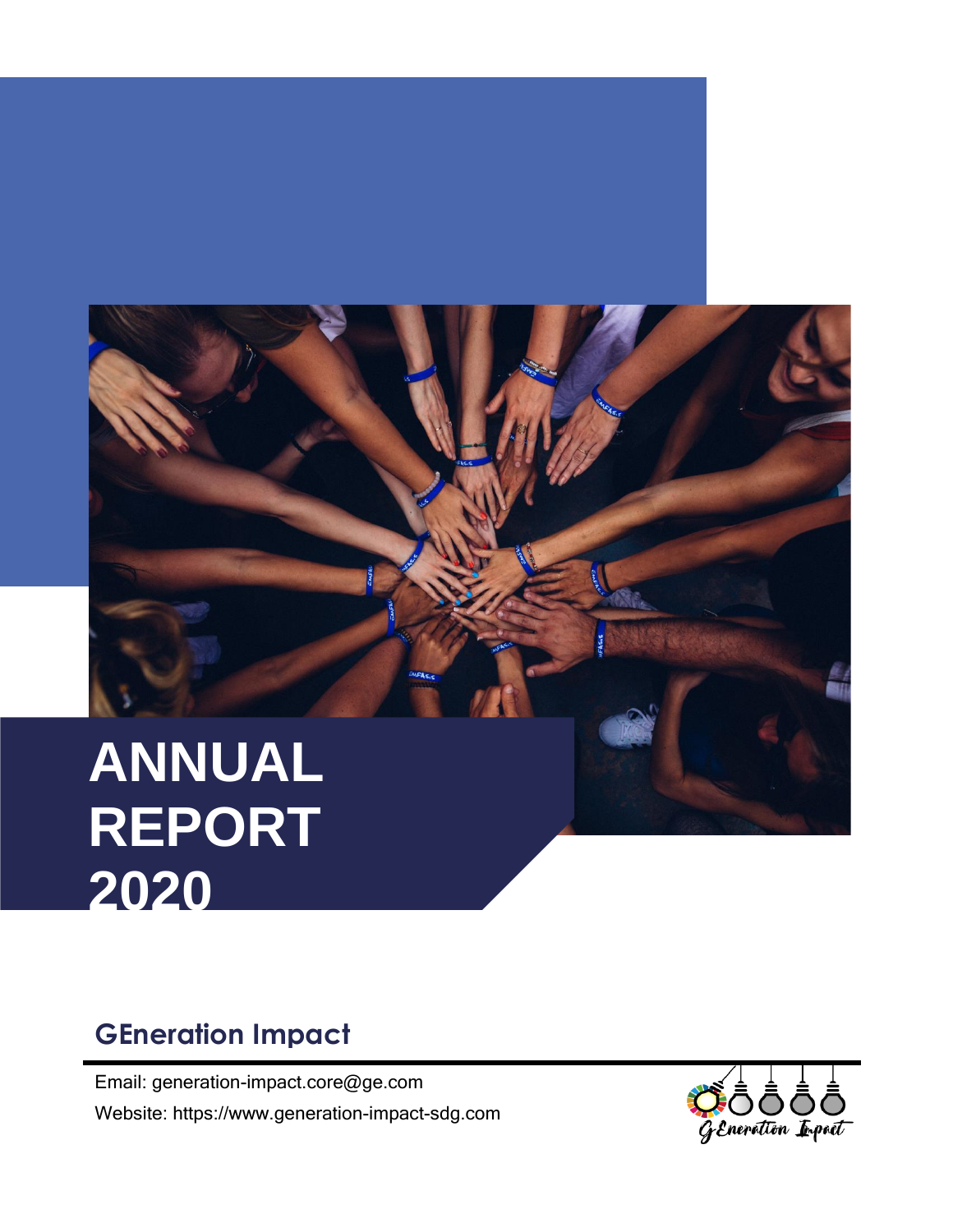# ANNUAL REPORT 2020

## GEneration Impact

Email: generation-impact.core@ge.com

Website: https://www.generation-impact-sdg.com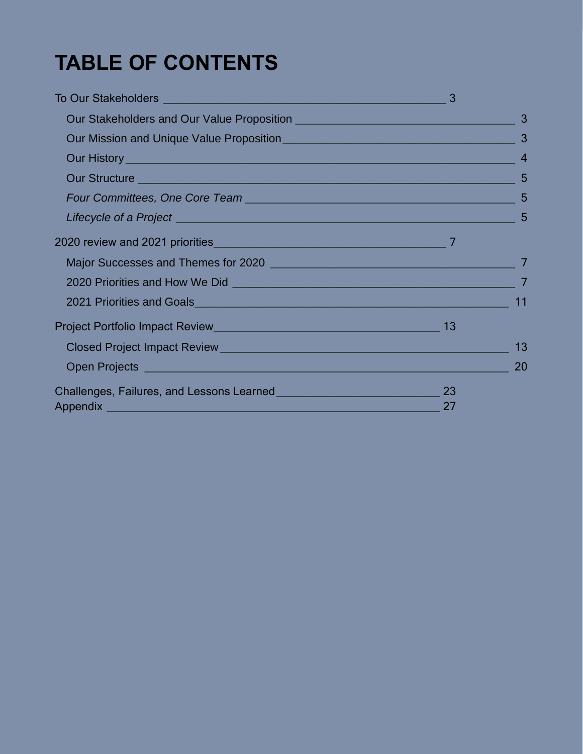# TABLE OF CONTENTS

- To Our Stakeholders — 3
  - Our Stakeholders and Our Value Proposition — 3
  - Our Mission and Unique Value Proposition — 3
  - Our History — 4
  - Our Structure — 5
  - *Four Committees, One Core Team* — 5
  - *Lifecycle of a Project* — 5
- 2020 review and 2021 priorities — 7
  - Major Successes and Themes for 2020 — 7
  - 2020 Priorities and How We Did — 7
  - 2021 Priorities and Goals — 11
- Project Portfolio Impact Review — 13
  - Closed Project Impact Review — 13
  - Open Projects — 20
- Challenges, Failures, and Lessons Learned — 23
- Appendix — 27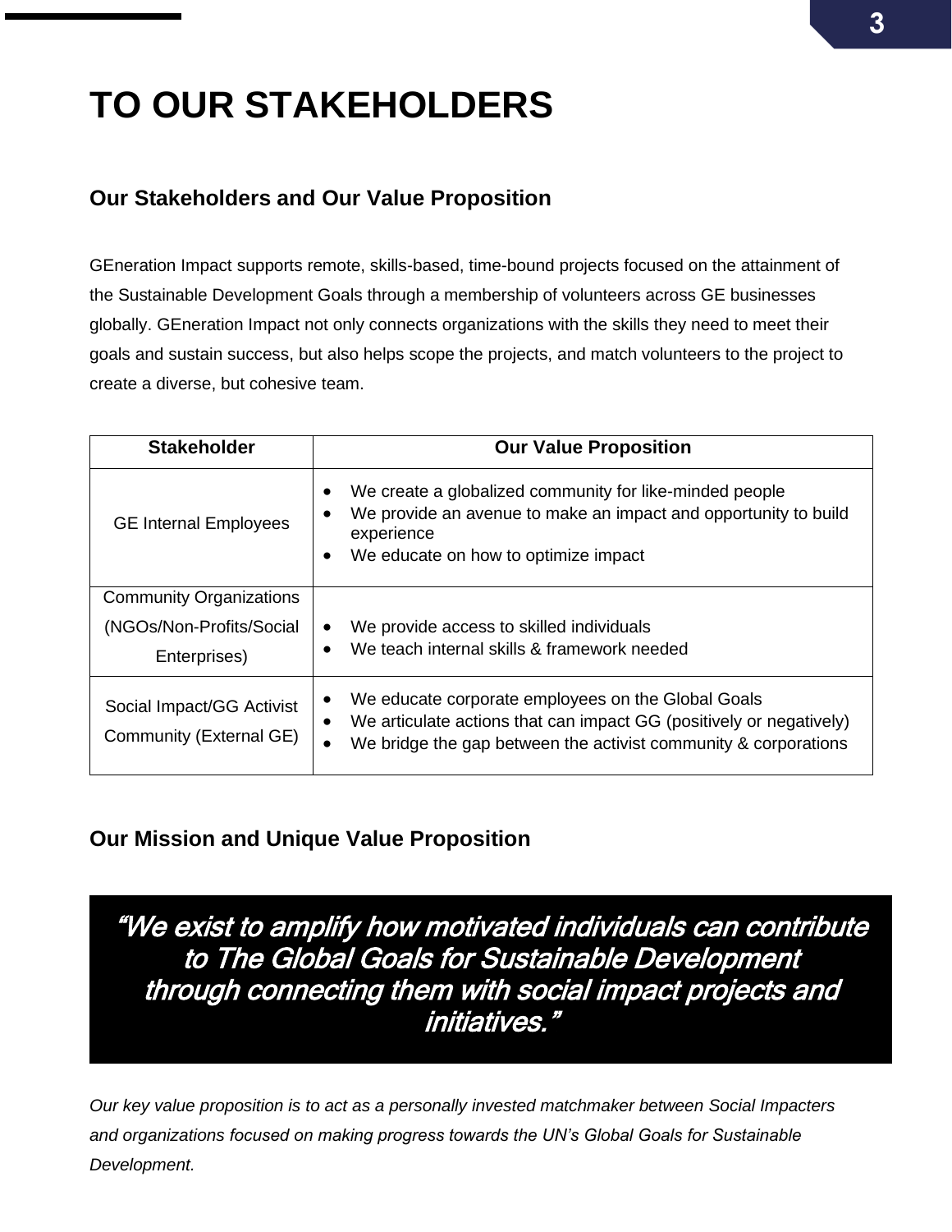# TO OUR STAKEHOLDERS

## Our Stakeholders and Our Value Proposition

GEneration Impact supports remote, skills-based, time-bound projects focused on the attainment of the Sustainable Development Goals through a membership of volunteers across GE businesses globally. GEneration Impact not only connects organizations with the skills they need to meet their goals and sustain success, but also helps scope the projects, and match volunteers to the project to create a diverse, but cohesive team.

| Stakeholder | Our Value Proposition |
|---|---|
| GE Internal Employees | • We create a globalized community for like-minded people<br>• We provide an avenue to make an impact and opportunity to build experience<br>• We educate on how to optimize impact |
| Community Organizations (NGOs/Non-Profits/Social Enterprises) | • We provide access to skilled individuals<br>• We teach internal skills & framework needed |
| Social Impact/GG Activist Community (External GE) | • We educate corporate employees on the Global Goals<br>• We articulate actions that can impact GG (positively or negatively)<br>• We bridge the gap between the activist community & corporations |

## Our Mission and Unique Value Proposition

> ***"We exist to amplify how motivated individuals can contribute to The Global Goals for Sustainable Development through connecting them with social impact projects and initiatives."***

*Our key value proposition is to act as a personally invested matchmaker between Social Impacters and organizations focused on making progress towards the UN's Global Goals for Sustainable Development.*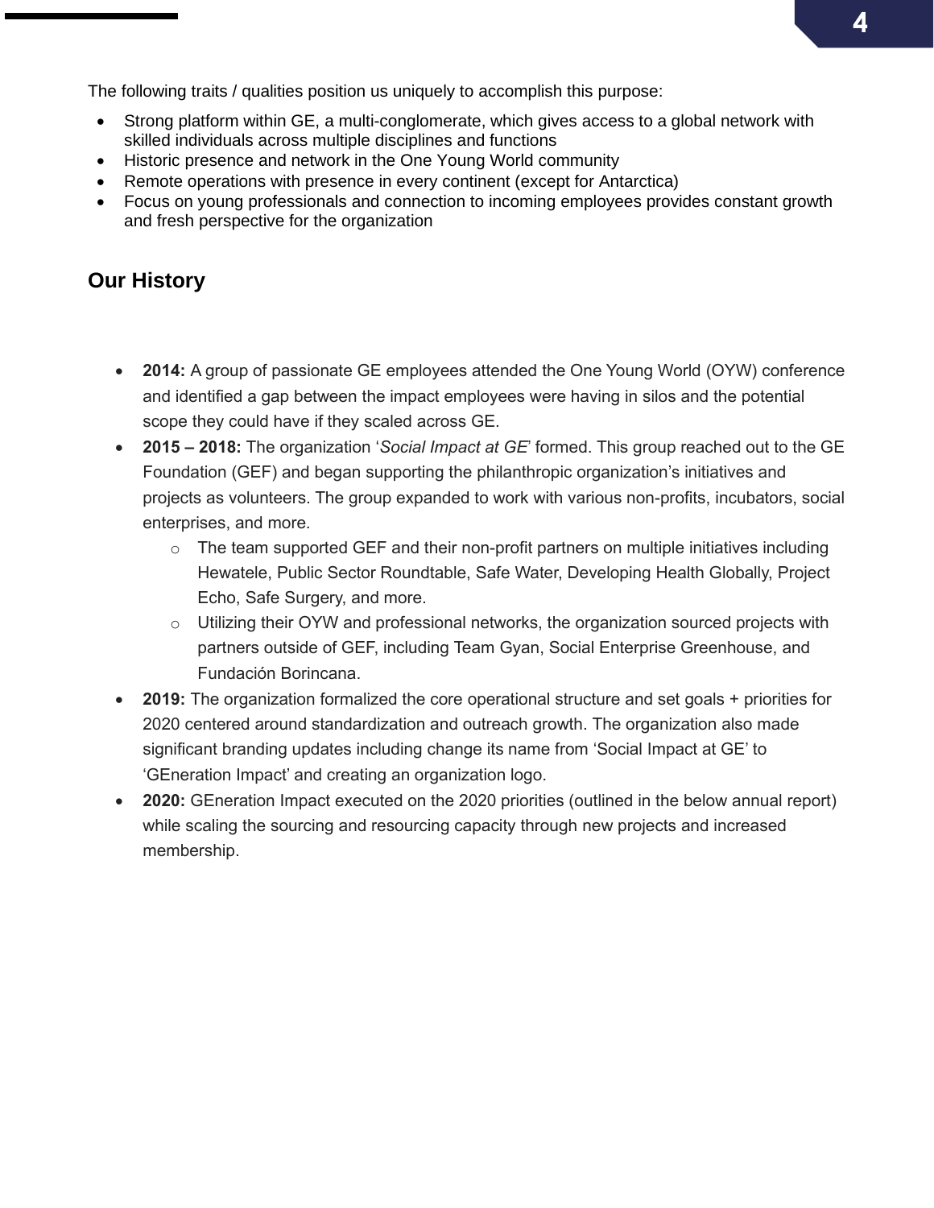The following traits / qualities position us uniquely to accomplish this purpose:

- Strong platform within GE, a multi-conglomerate, which gives access to a global network with skilled individuals across multiple disciplines and functions
- Historic presence and network in the One Young World community
- Remote operations with presence in every continent (except for Antarctica)
- Focus on young professionals and connection to incoming employees provides constant growth and fresh perspective for the organization

## Our History

- **2014:** A group of passionate GE employees attended the One Young World (OYW) conference and identified a gap between the impact employees were having in silos and the potential scope they could have if they scaled across GE.
- **2015 – 2018:** The organization '*Social Impact at GE*' formed. This group reached out to the GE Foundation (GEF) and began supporting the philanthropic organization's initiatives and projects as volunteers. The group expanded to work with various non-profits, incubators, social enterprises, and more.
  - The team supported GEF and their non-profit partners on multiple initiatives including Hewatele, Public Sector Roundtable, Safe Water, Developing Health Globally, Project Echo, Safe Surgery, and more.
  - Utilizing their OYW and professional networks, the organization sourced projects with partners outside of GEF, including Team Gyan, Social Enterprise Greenhouse, and Fundación Borincana.
- **2019:** The organization formalized the core operational structure and set goals + priorities for 2020 centered around standardization and outreach growth. The organization also made significant branding updates including change its name from 'Social Impact at GE' to 'GEneration Impact' and creating an organization logo.
- **2020:** GEneration Impact executed on the 2020 priorities (outlined in the below annual report) while scaling the sourcing and resourcing capacity through new projects and increased membership.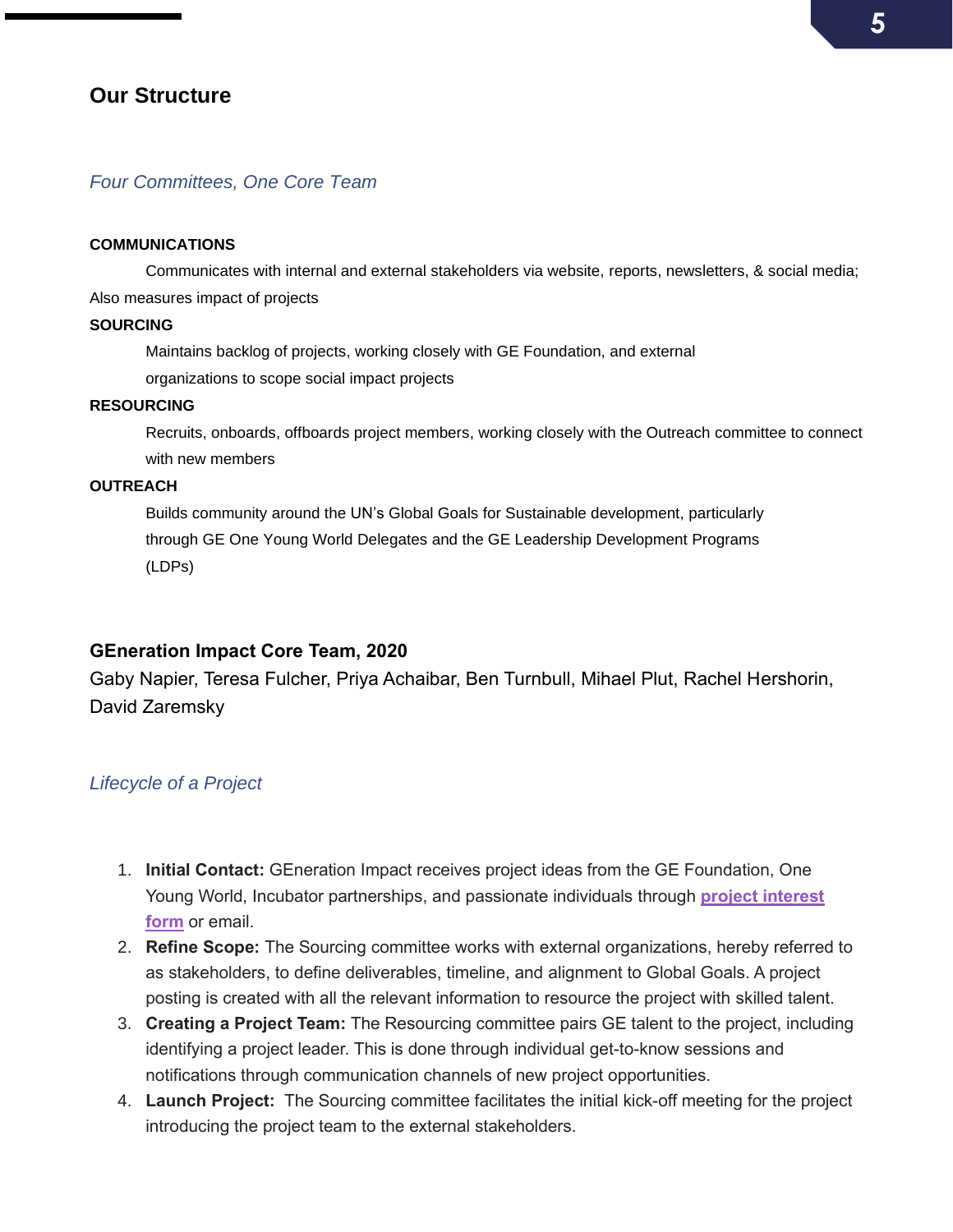## Our Structure

### *Four Committees, One Core Team*

**COMMUNICATIONS**

Communicates with internal and external stakeholders via website, reports, newsletters, & social media; Also measures impact of projects

**SOURCING**

Maintains backlog of projects, working closely with GE Foundation, and external organizations to scope social impact projects

**RESOURCING**

Recruits, onboards, offboards project members, working closely with the Outreach committee to connect with new members

**OUTREACH**

Builds community around the UN's Global Goals for Sustainable development, particularly through GE One Young World Delegates and the GE Leadership Development Programs (LDPs)

**GEneration Impact Core Team, 2020**

Gaby Napier, Teresa Fulcher, Priya Achaibar, Ben Turnbull, Mihael Plut, Rachel Hershorin, David Zaremsky

### *Lifecycle of a Project*

1. **Initial Contact:** GEneration Impact receives project ideas from the GE Foundation, One Young World, Incubator partnerships, and passionate individuals through **project interest form** or email.
2. **Refine Scope:** The Sourcing committee works with external organizations, hereby referred to as stakeholders, to define deliverables, timeline, and alignment to Global Goals. A project posting is created with all the relevant information to resource the project with skilled talent.
3. **Creating a Project Team:** The Resourcing committee pairs GE talent to the project, including identifying a project leader. This is done through individual get-to-know sessions and notifications through communication channels of new project opportunities.
4. **Launch Project:** The Sourcing committee facilitates the initial kick-off meeting for the project introducing the project team to the external stakeholders.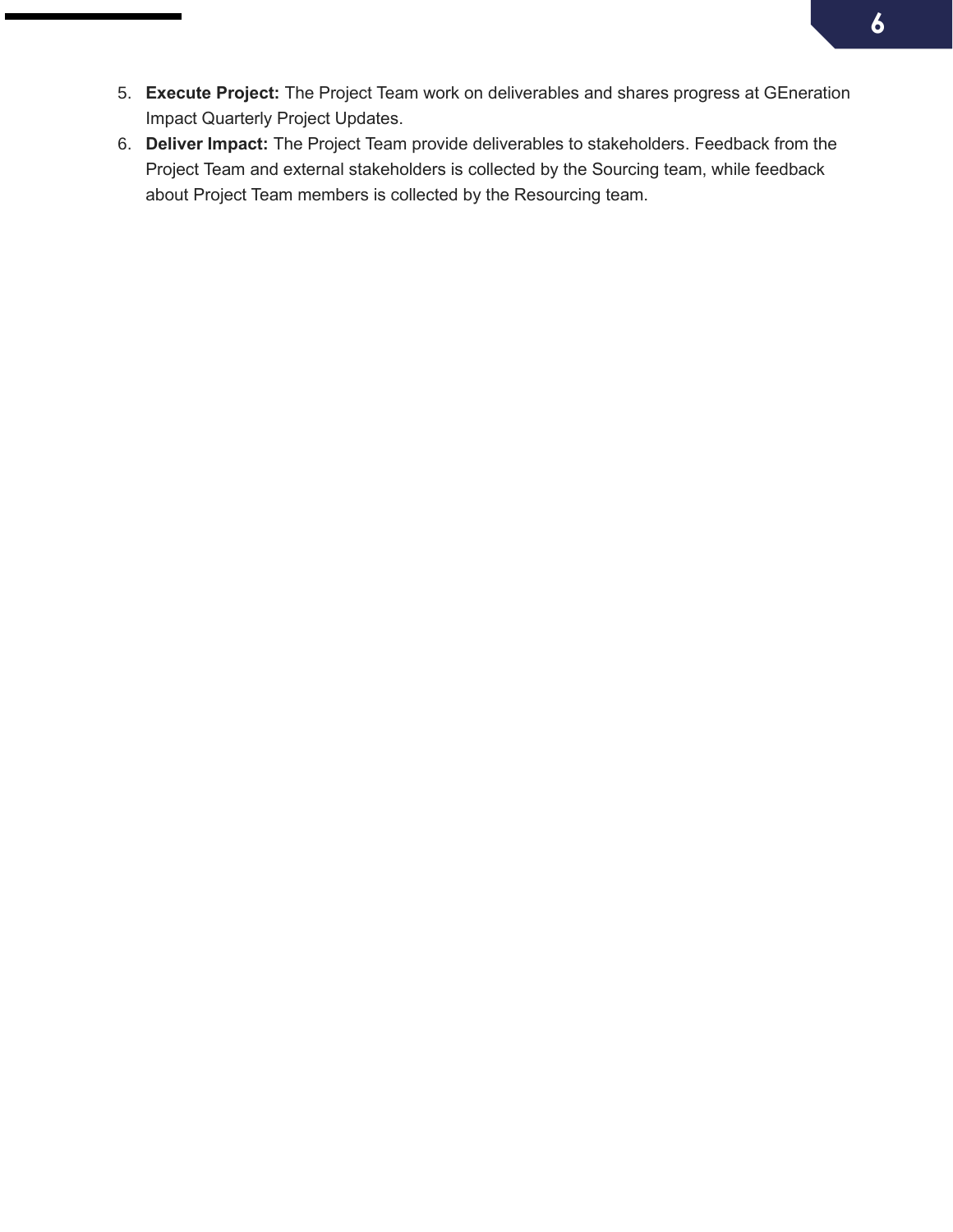5. **Execute Project:** The Project Team work on deliverables and shares progress at GEneration Impact Quarterly Project Updates.
6. **Deliver Impact:** The Project Team provide deliverables to stakeholders. Feedback from the Project Team and external stakeholders is collected by the Sourcing team, while feedback about Project Team members is collected by the Resourcing team.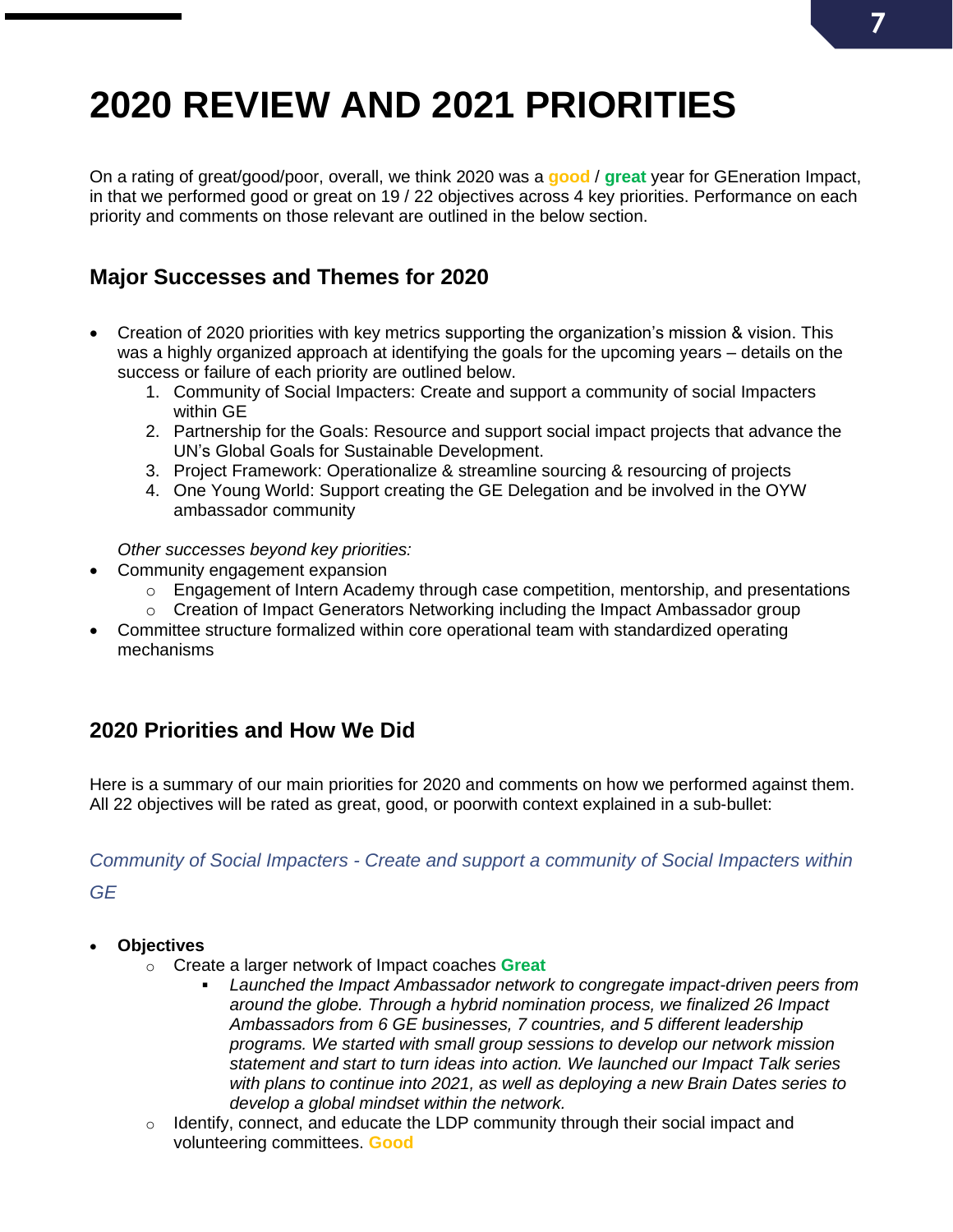# 2020 REVIEW AND 2021 PRIORITIES

On a rating of great/good/poor, overall, we think 2020 was a **good** / **great** year for GEneration Impact, in that we performed good or great on 19 / 22 objectives across 4 key priorities. Performance on each priority and comments on those relevant are outlined in the below section.

## Major Successes and Themes for 2020

- Creation of 2020 priorities with key metrics supporting the organization's mission & vision. This was a highly organized approach at identifying the goals for the upcoming years – details on the success or failure of each priority are outlined below.
    1. Community of Social Impacters: Create and support a community of social Impacters within GE
    2. Partnership for the Goals: Resource and support social impact projects that advance the UN's Global Goals for Sustainable Development.
    3. Project Framework: Operationalize & streamline sourcing & resourcing of projects
    4. One Young World: Support creating the GE Delegation and be involved in the OYW ambassador community

  *Other successes beyond key priorities:*
- Community engagement expansion
    - Engagement of Intern Academy through case competition, mentorship, and presentations
    - Creation of Impact Generators Networking including the Impact Ambassador group
- Committee structure formalized within core operational team with standardized operating mechanisms

## 2020 Priorities and How We Did

Here is a summary of our main priorities for 2020 and comments on how we performed against them. All 22 objectives will be rated as great, good, or poorwith context explained in a sub-bullet:

### *Community of Social Impacters - Create and support a community of Social Impacters within GE*

- **Objectives**
    - Create a larger network of Impact coaches **Great**
        - *Launched the Impact Ambassador network to congregate impact-driven peers from around the globe. Through a hybrid nomination process, we finalized 26 Impact Ambassadors from 6 GE businesses, 7 countries, and 5 different leadership programs. We started with small group sessions to develop our network mission statement and start to turn ideas into action. We launched our Impact Talk series with plans to continue into 2021, as well as deploying a new Brain Dates series to develop a global mindset within the network.*
    - Identify, connect, and educate the LDP community through their social impact and volunteering committees. **Good**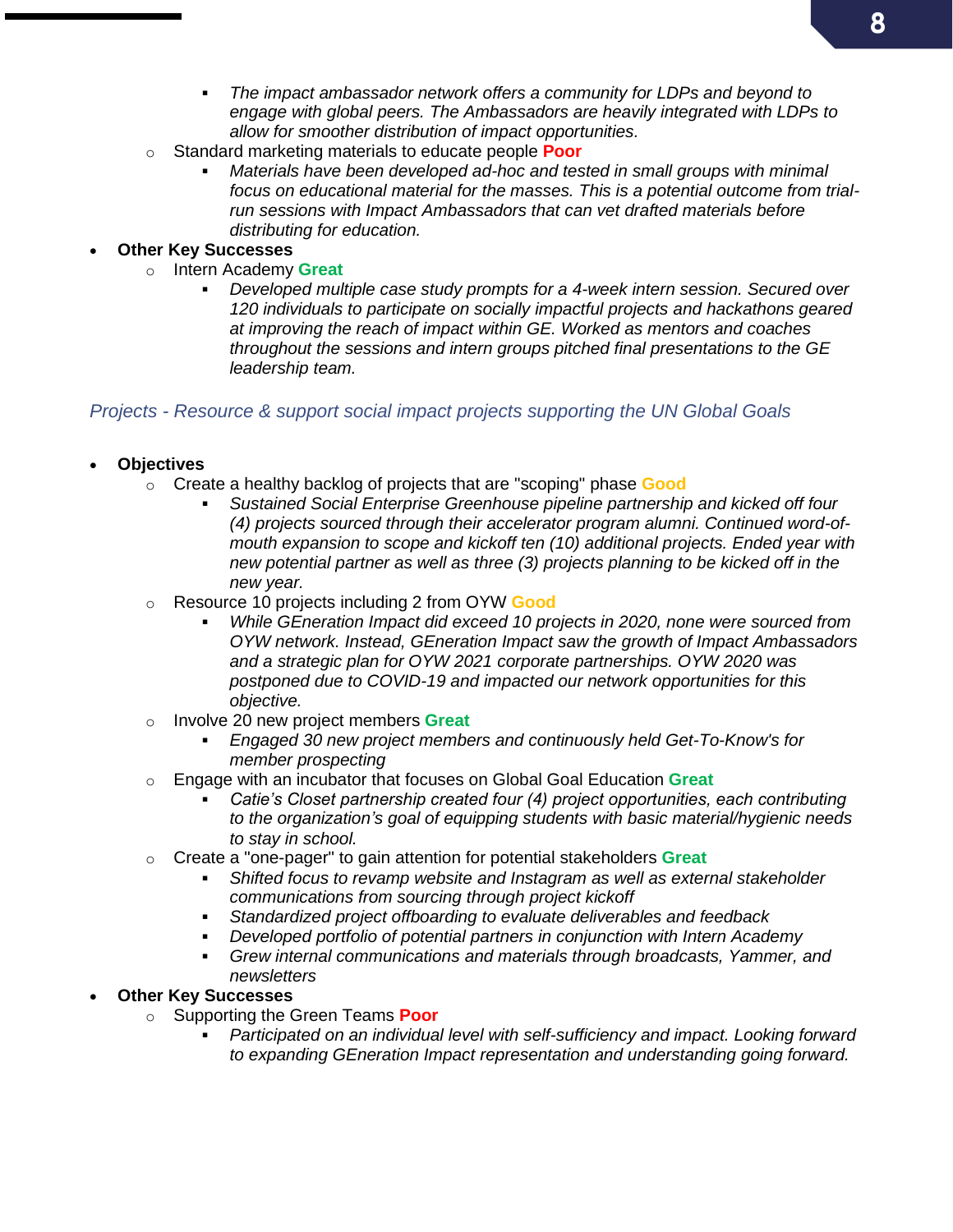- *The impact ambassador network offers a community for LDPs and beyond to engage with global peers. The Ambassadors are heavily integrated with LDPs to allow for smoother distribution of impact opportunities.*
    - Standard marketing materials to educate people **Poor**
        - *Materials have been developed ad-hoc and tested in small groups with minimal focus on educational material for the masses. This is a potential outcome from trial-run sessions with Impact Ambassadors that can vet drafted materials before distributing for education.*
- **Other Key Successes**
    - Intern Academy **Great**
        - *Developed multiple case study prompts for a 4-week intern session. Secured over 120 individuals to participate on socially impactful projects and hackathons geared at improving the reach of impact within GE. Worked as mentors and coaches throughout the sessions and intern groups pitched final presentations to the GE leadership team.*

## *Projects - Resource & support social impact projects supporting the UN Global Goals*

- **Objectives**
    - Create a healthy backlog of projects that are "scoping" phase **Good**
        - *Sustained Social Enterprise Greenhouse pipeline partnership and kicked off four (4) projects sourced through their accelerator program alumni. Continued word-of-mouth expansion to scope and kickoff ten (10) additional projects. Ended year with new potential partner as well as three (3) projects planning to be kicked off in the new year.*
    - Resource 10 projects including 2 from OYW **Good**
        - *While GEneration Impact did exceed 10 projects in 2020, none were sourced from OYW network. Instead, GEneration Impact saw the growth of Impact Ambassadors and a strategic plan for OYW 2021 corporate partnerships. OYW 2020 was postponed due to COVID-19 and impacted our network opportunities for this objective.*
    - Involve 20 new project members **Great**
        - *Engaged 30 new project members and continuously held Get-To-Know's for member prospecting*
    - Engage with an incubator that focuses on Global Goal Education **Great**
        - *Catie's Closet partnership created four (4) project opportunities, each contributing to the organization's goal of equipping students with basic material/hygienic needs to stay in school.*
    - Create a "one-pager" to gain attention for potential stakeholders **Great**
        - *Shifted focus to revamp website and Instagram as well as external stakeholder communications from sourcing through project kickoff*
        - *Standardized project offboarding to evaluate deliverables and feedback*
        - *Developed portfolio of potential partners in conjunction with Intern Academy*
        - *Grew internal communications and materials through broadcasts, Yammer, and newsletters*
- **Other Key Successes**
    - Supporting the Green Teams **Poor**
        - *Participated on an individual level with self-sufficiency and impact. Looking forward to expanding GEneration Impact representation and understanding going forward.*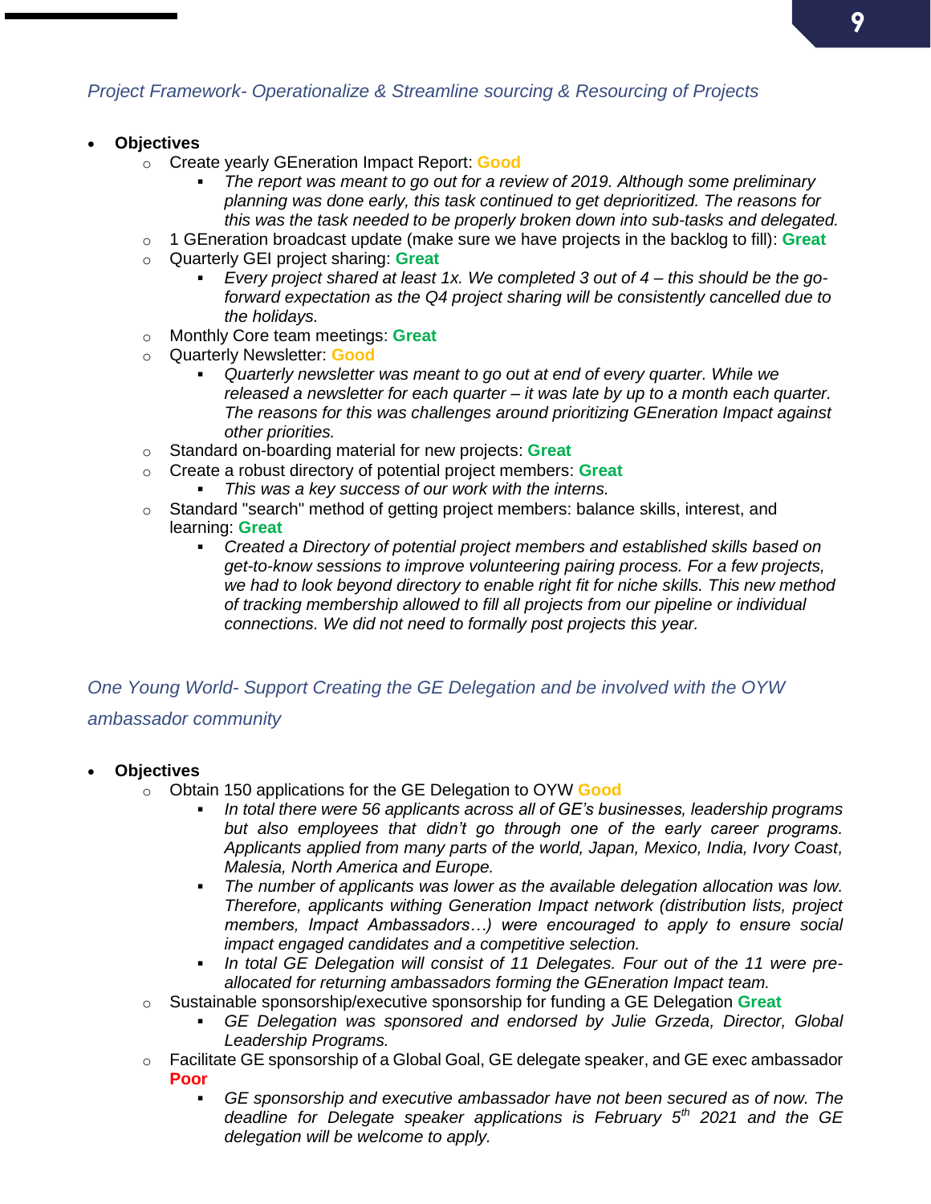## *Project Framework- Operationalize & Streamline sourcing & Resourcing of Projects*

- **Objectives**
  - Create yearly GEneration Impact Report: **Good**
    - *The report was meant to go out for a review of 2019. Although some preliminary planning was done early, this task continued to get deprioritized. The reasons for this was the task needed to be properly broken down into sub-tasks and delegated.*
  - 1 GEneration broadcast update (make sure we have projects in the backlog to fill): **Great**
  - Quarterly GEI project sharing: **Great**
    - *Every project shared at least 1x. We completed 3 out of 4 – this should be the go-forward expectation as the Q4 project sharing will be consistently cancelled due to the holidays.*
  - Monthly Core team meetings: **Great**
  - Quarterly Newsletter: **Good**
    - *Quarterly newsletter was meant to go out at end of every quarter. While we released a newsletter for each quarter – it was late by up to a month each quarter. The reasons for this was challenges around prioritizing GEneration Impact against other priorities.*
  - Standard on-boarding material for new projects: **Great**
  - Create a robust directory of potential project members: **Great**
    - *This was a key success of our work with the interns.*
  - Standard "search" method of getting project members: balance skills, interest, and learning: **Great**
    - *Created a Directory of potential project members and established skills based on get-to-know sessions to improve volunteering pairing process. For a few projects, we had to look beyond directory to enable right fit for niche skills. This new method of tracking membership allowed to fill all projects from our pipeline or individual connections. We did not need to formally post projects this year.*

## *One Young World- Support Creating the GE Delegation and be involved with the OYW ambassador community*

- **Objectives**
  - Obtain 150 applications for the GE Delegation to OYW **Good**
    - *In total there were 56 applicants across all of GE's businesses, leadership programs but also employees that didn't go through one of the early career programs. Applicants applied from many parts of the world, Japan, Mexico, India, Ivory Coast, Malesia, North America and Europe.*
    - *The number of applicants was lower as the available delegation allocation was low. Therefore, applicants withing Generation Impact network (distribution lists, project members, Impact Ambassadors…) were encouraged to apply to ensure social impact engaged candidates and a competitive selection.*
    - *In total GE Delegation will consist of 11 Delegates. Four out of the 11 were pre-allocated for returning ambassadors forming the GEneration Impact team.*
  - Sustainable sponsorship/executive sponsorship for funding a GE Delegation **Great**
    - *GE Delegation was sponsored and endorsed by Julie Grzeda, Director, Global Leadership Programs.*
  - Facilitate GE sponsorship of a Global Goal, GE delegate speaker, and GE exec ambassador **Poor**
    - *GE sponsorship and executive ambassador have not been secured as of now. The deadline for Delegate speaker applications is February 5th 2021 and the GE delegation will be welcome to apply.*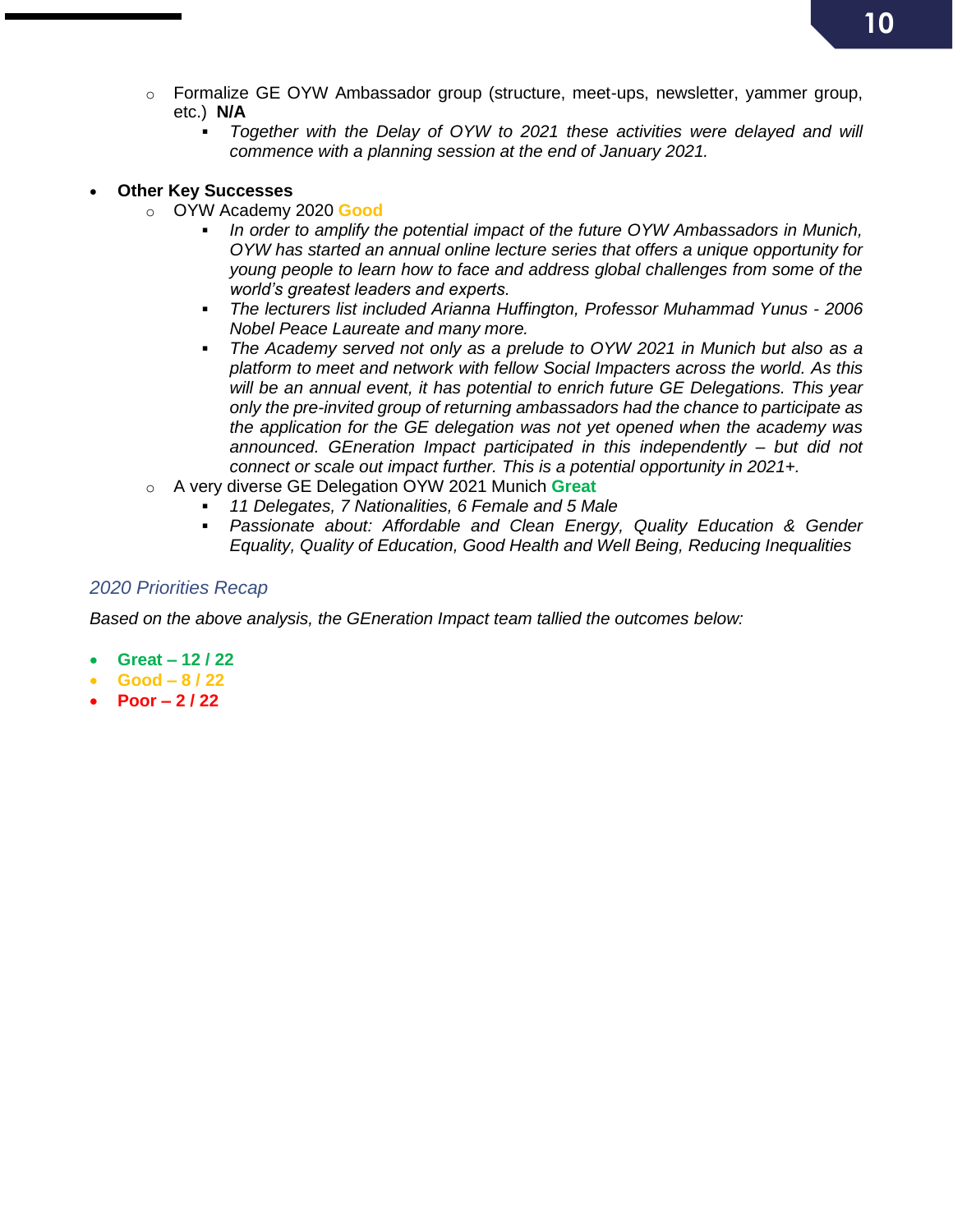- Formalize GE OYW Ambassador group (structure, meet-ups, newsletter, yammer group, etc.) **N/A**
  - *Together with the Delay of OYW to 2021 these activities were delayed and will commence with a planning session at the end of January 2021.*

- **Other Key Successes**
  - OYW Academy 2020 **Good**
    - *In order to amplify the potential impact of the future OYW Ambassadors in Munich, OYW has started an annual online lecture series that offers a unique opportunity for young people to learn how to face and address global challenges from some of the world's greatest leaders and experts.*
    - *The lecturers list included Arianna Huffington, Professor Muhammad Yunus - 2006 Nobel Peace Laureate and many more.*
    - *The Academy served not only as a prelude to OYW 2021 in Munich but also as a platform to meet and network with fellow Social Impacters across the world. As this will be an annual event, it has potential to enrich future GE Delegations. This year only the pre-invited group of returning ambassadors had the chance to participate as the application for the GE delegation was not yet opened when the academy was announced. GEneration Impact participated in this independently – but did not connect or scale out impact further. This is a potential opportunity in 2021+.*
  - A very diverse GE Delegation OYW 2021 Munich **Great**
    - *11 Delegates, 7 Nationalities, 6 Female and 5 Male*
    - *Passionate about: Affordable and Clean Energy, Quality Education & Gender Equality, Quality of Education, Good Health and Well Being, Reducing Inequalities*

### *2020 Priorities Recap*

*Based on the above analysis, the GEneration Impact team tallied the outcomes below:*

- **Great – 12 / 22**
- **Good – 8 / 22**
- **Poor – 2 / 22**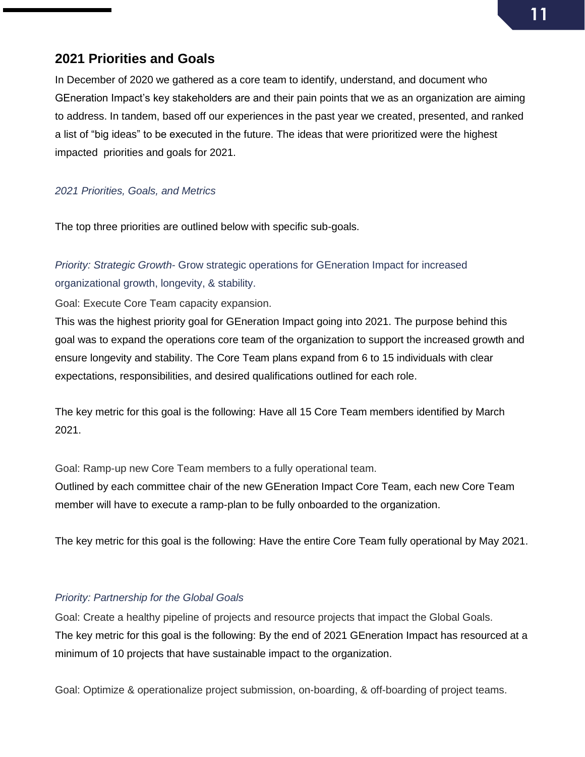## 2021 Priorities and Goals

In December of 2020 we gathered as a core team to identify, understand, and document who GEneration Impact's key stakeholders are and their pain points that we as an organization are aiming to address. In tandem, based off our experiences in the past year we created, presented, and ranked a list of "big ideas" to be executed in the future. The ideas that were prioritized were the highest impacted priorities and goals for 2021.

### *2021 Priorities, Goals, and Metrics*

The top three priorities are outlined below with specific sub-goals.

*Priority: Strategic Growth*- Grow strategic operations for GEneration Impact for increased organizational growth, longevity, & stability.

Goal: Execute Core Team capacity expansion.

This was the highest priority goal for GEneration Impact going into 2021. The purpose behind this goal was to expand the operations core team of the organization to support the increased growth and ensure longevity and stability. The Core Team plans expand from 6 to 15 individuals with clear expectations, responsibilities, and desired qualifications outlined for each role.

The key metric for this goal is the following: Have all 15 Core Team members identified by March 2021.

Goal: Ramp-up new Core Team members to a fully operational team.

Outlined by each committee chair of the new GEneration Impact Core Team, each new Core Team member will have to execute a ramp-plan to be fully onboarded to the organization.

The key metric for this goal is the following: Have the entire Core Team fully operational by May 2021.

*Priority: Partnership for the Global Goals*

Goal: Create a healthy pipeline of projects and resource projects that impact the Global Goals.

The key metric for this goal is the following: By the end of 2021 GEneration Impact has resourced at a minimum of 10 projects that have sustainable impact to the organization.

Goal: Optimize & operationalize project submission, on-boarding, & off-boarding of project teams.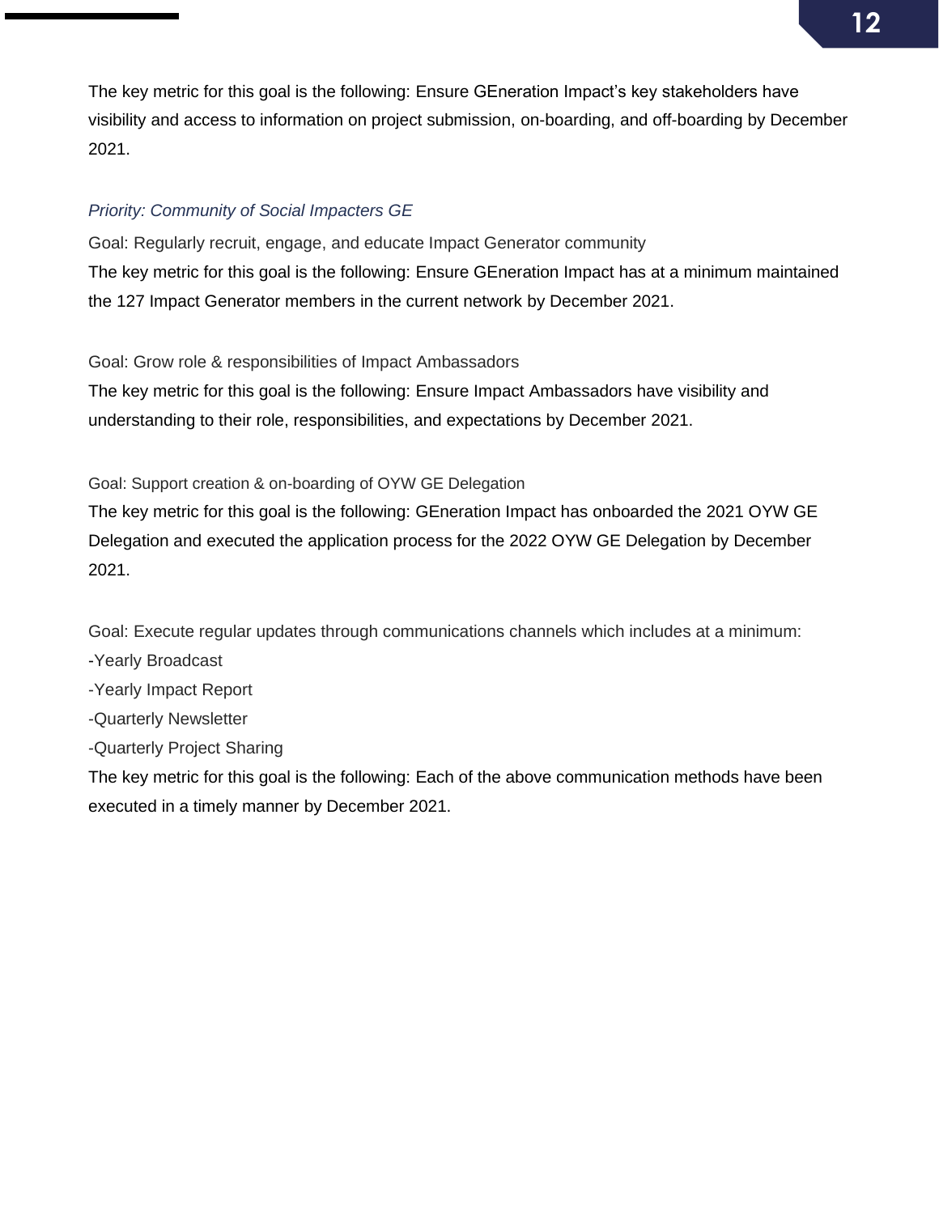The key metric for this goal is the following: Ensure GEneration Impact's key stakeholders have visibility and access to information on project submission, on-boarding, and off-boarding by December 2021.

*Priority: Community of Social Impacters GE*

Goal: Regularly recruit, engage, and educate Impact Generator community

The key metric for this goal is the following: Ensure GEneration Impact has at a minimum maintained the 127 Impact Generator members in the current network by December 2021.

Goal: Grow role & responsibilities of Impact Ambassadors

The key metric for this goal is the following: Ensure Impact Ambassadors have visibility and understanding to their role, responsibilities, and expectations by December 2021.

Goal: Support creation & on-boarding of OYW GE Delegation

The key metric for this goal is the following: GEneration Impact has onboarded the 2021 OYW GE Delegation and executed the application process for the 2022 OYW GE Delegation by December 2021.

Goal: Execute regular updates through communications channels which includes at a minimum:

-Yearly Broadcast

-Yearly Impact Report

-Quarterly Newsletter

-Quarterly Project Sharing

The key metric for this goal is the following: Each of the above communication methods have been executed in a timely manner by December 2021.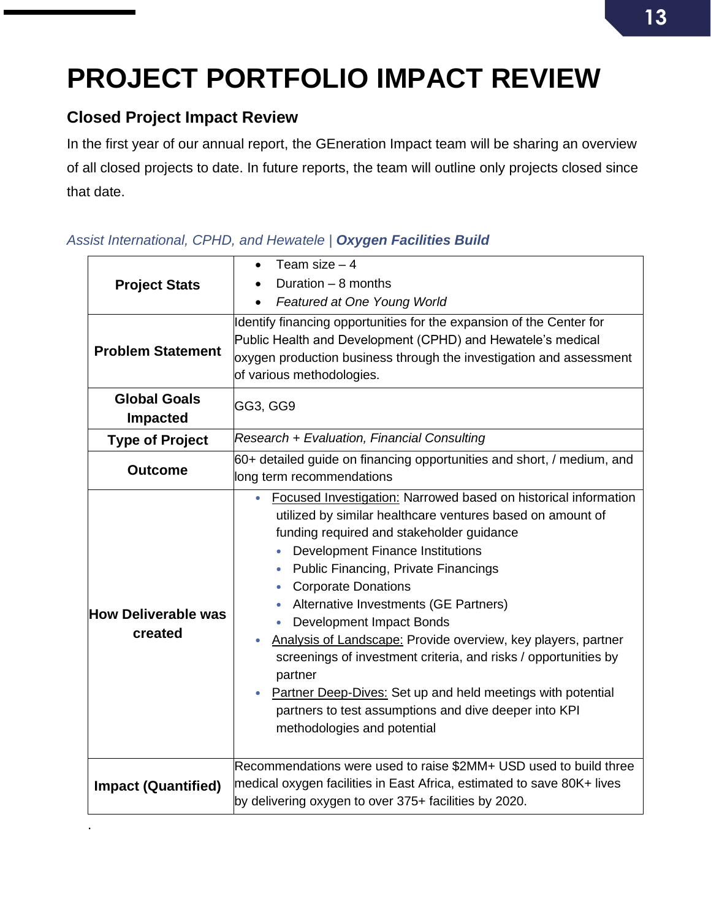# PROJECT PORTFOLIO IMPACT REVIEW

## Closed Project Impact Review

In the first year of our annual report, the GEneration Impact team will be sharing an overview of all closed projects to date. In future reports, the team will outline only projects closed since that date.

*Assist International, CPHD, and Hewatele | **Oxygen Facilities Build***

| | |
|---|---|
| **Project Stats** | • Team size – 4<br>• Duration – 8 months<br>• *Featured at One Young World* |
| **Problem Statement** | Identify financing opportunities for the expansion of the Center for Public Health and Development (CPHD) and Hewatele's medical oxygen production business through the investigation and assessment of various methodologies. |
| **Global Goals Impacted** | GG3, GG9 |
| **Type of Project** | *Research + Evaluation, Financial Consulting* |
| **Outcome** | 60+ detailed guide on financing opportunities and short, / medium, and long term recommendations |
| **How Deliverable was created** | • Focused Investigation: Narrowed based on historical information utilized by similar healthcare ventures based on amount of funding required and stakeholder guidance<br>  ◦ Development Finance Institutions<br>  ◦ Public Financing, Private Financings<br>  ◦ Corporate Donations<br>  ◦ Alternative Investments (GE Partners)<br>  ◦ Development Impact Bonds<br>• Analysis of Landscape: Provide overview, key players, partner screenings of investment criteria, and risks / opportunities by partner<br>• Partner Deep-Dives: Set up and held meetings with potential partners to test assumptions and dive deeper into KPI methodologies and potential |
| **Impact (Quantified)** | Recommendations were used to raise $2MM+ USD used to build three medical oxygen facilities in East Africa, estimated to save 80K+ lives by delivering oxygen to over 375+ facilities by 2020. |

.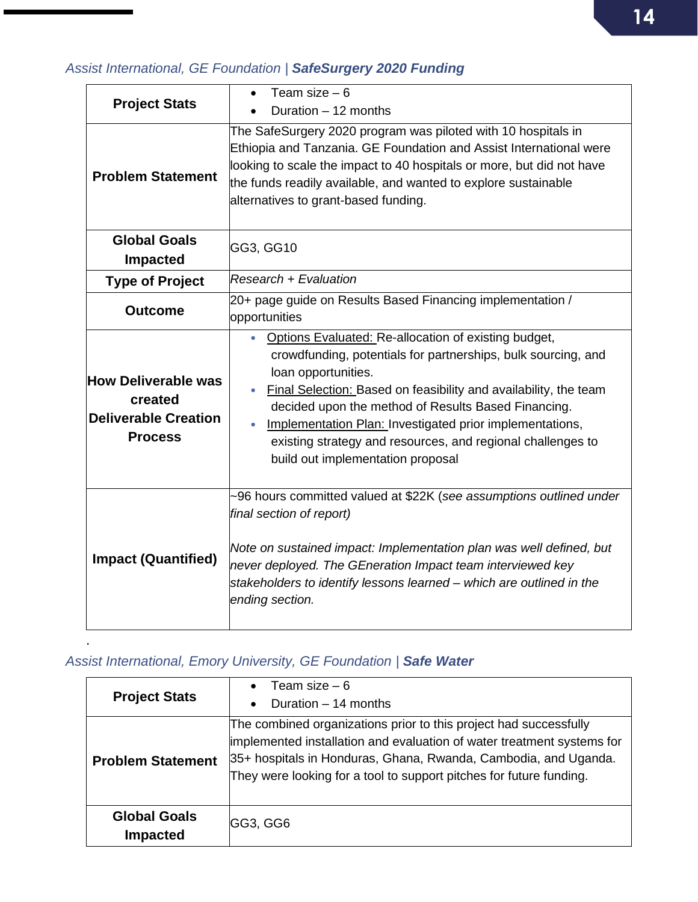*Assist International, GE Foundation* | ***SafeSurgery 2020 Funding***

| **Project Stats** | • Team size – 6<br>• Duration – 12 months |
|---|---|
| **Problem Statement** | The SafeSurgery 2020 program was piloted with 10 hospitals in Ethiopia and Tanzania. GE Foundation and Assist International were looking to scale the impact to 40 hospitals or more, but did not have the funds readily available, and wanted to explore sustainable alternatives to grant-based funding. |
| **Global Goals Impacted** | GG3, GG10 |
| **Type of Project** | *Research + Evaluation* |
| **Outcome** | 20+ page guide on Results Based Financing implementation / opportunities |
| **How Deliverable was created Deliverable Creation Process** | • Options Evaluated: Re-allocation of existing budget, crowdfunding, potentials for partnerships, bulk sourcing, and loan opportunities.<br>• Final Selection: Based on feasibility and availability, the team decided upon the method of Results Based Financing.<br>• Implementation Plan: Investigated prior implementations, existing strategy and resources, and regional challenges to build out implementation proposal |
| **Impact (Quantified)** | ~96 hours committed valued at $22K (*see assumptions outlined under final section of report)*<br><br>*Note on sustained impact: Implementation plan was well defined, but never deployed. The GEneration Impact team interviewed key stakeholders to identify lessons learned – which are outlined in the ending section.* |

.

*Assist International, Emory University, GE Foundation* | ***Safe Water***

| **Project Stats** | • Team size – 6<br>• Duration – 14 months |
|---|---|
| **Problem Statement** | The combined organizations prior to this project had successfully implemented installation and evaluation of water treatment systems for 35+ hospitals in Honduras, Ghana, Rwanda, Cambodia, and Uganda. They were looking for a tool to support pitches for future funding. |
| **Global Goals Impacted** | GG3, GG6 |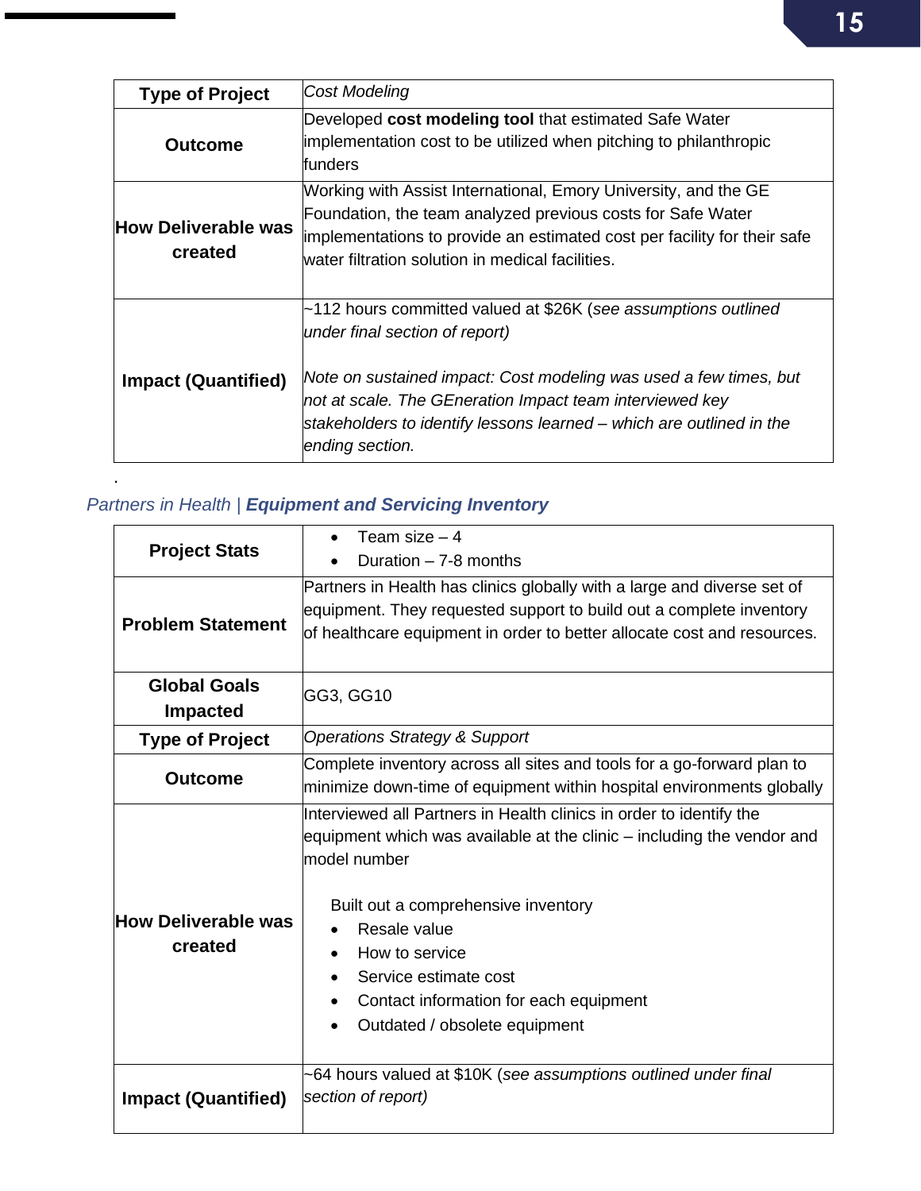| | |
|---|---|
| **Type of Project** | *Cost Modeling* |
| **Outcome** | Developed **cost modeling tool** that estimated Safe Water implementation cost to be utilized when pitching to philanthropic funders |
| **How Deliverable was created** | Working with Assist International, Emory University, and the GE Foundation, the team analyzed previous costs for Safe Water implementations to provide an estimated cost per facility for their safe water filtration solution in medical facilities. |
| **Impact (Quantified)** | ~112 hours committed valued at $26K (*see assumptions outlined under final section of report)*<br><br>*Note on sustained impact: Cost modeling was used a few times, but not at scale. The GEneration Impact team interviewed key stakeholders to identify lessons learned – which are outlined in the ending section.* |

.

### *Partners in Health* | ***Equipment and Servicing Inventory***

| | |
|---|---|
| **Project Stats** | • Team size – 4<br>• Duration – 7-8 months |
| **Problem Statement** | Partners in Health has clinics globally with a large and diverse set of equipment. They requested support to build out a complete inventory of healthcare equipment in order to better allocate cost and resources. |
| **Global Goals Impacted** | GG3, GG10 |
| **Type of Project** | *Operations Strategy & Support* |
| **Outcome** | Complete inventory across all sites and tools for a go-forward plan to minimize down-time of equipment within hospital environments globally |
| **How Deliverable was created** | Interviewed all Partners in Health clinics in order to identify the equipment which was available at the clinic – including the vendor and model number<br><br>Built out a comprehensive inventory<br>• Resale value<br>• How to service<br>• Service estimate cost<br>• Contact information for each equipment<br>• Outdated / obsolete equipment |
| **Impact (Quantified)** | ~64 hours valued at $10K (*see assumptions outlined under final section of report)* |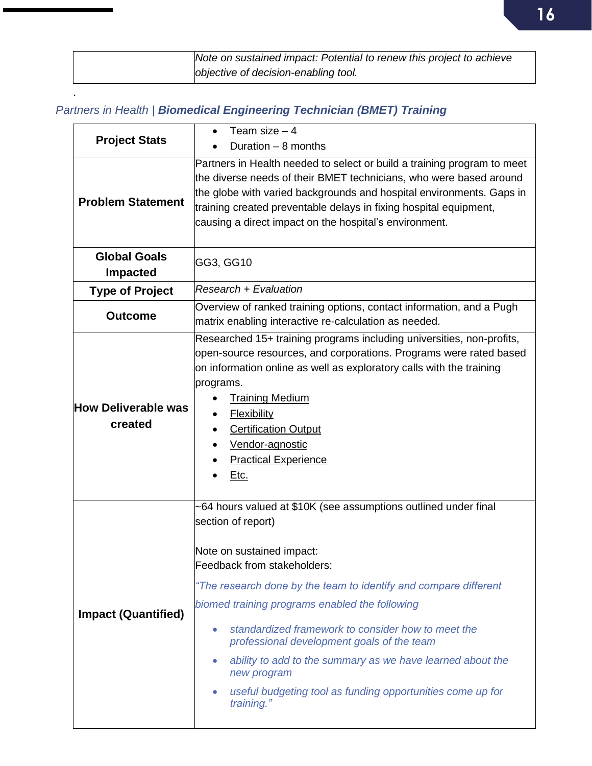| | |
|---|---|
| | *Note on sustained impact: Potential to renew this project to achieve objective of decision-enabling tool.* |

.

*Partners in Health | **Biomedical Engineering Technician (BMET) Training***

| | |
|---|---|
| **Project Stats** | • Team size – 4<br>• Duration – 8 months |
| **Problem Statement** | Partners in Health needed to select or build a training program to meet the diverse needs of their BMET technicians, who were based around the globe with varied backgrounds and hospital environments. Gaps in training created preventable delays in fixing hospital equipment, causing a direct impact on the hospital's environment. |
| **Global Goals Impacted** | GG3, GG10 |
| **Type of Project** | *Research + Evaluation* |
| **Outcome** | Overview of ranked training options, contact information, and a Pugh matrix enabling interactive re-calculation as needed. |
| **How Deliverable was created** | Researched 15+ training programs including universities, non-profits, open-source resources, and corporations. Programs were rated based on information online as well as exploratory calls with the training programs.<br>• Training Medium<br>• Flexibility<br>• Certification Output<br>• Vendor-agnostic<br>• Practical Experience<br>• Etc. |
| **Impact (Quantified)** | ~64 hours valued at $10K (see assumptions outlined under final section of report)<br><br>Note on sustained impact:<br>Feedback from stakeholders:<br>*"The research done by the team to identify and compare different biomed training programs enabled the following*<br>• *standardized framework to consider how to meet the professional development goals of the team*<br>• *ability to add to the summary as we have learned about the new program*<br>• *useful budgeting tool as funding opportunities come up for training."* |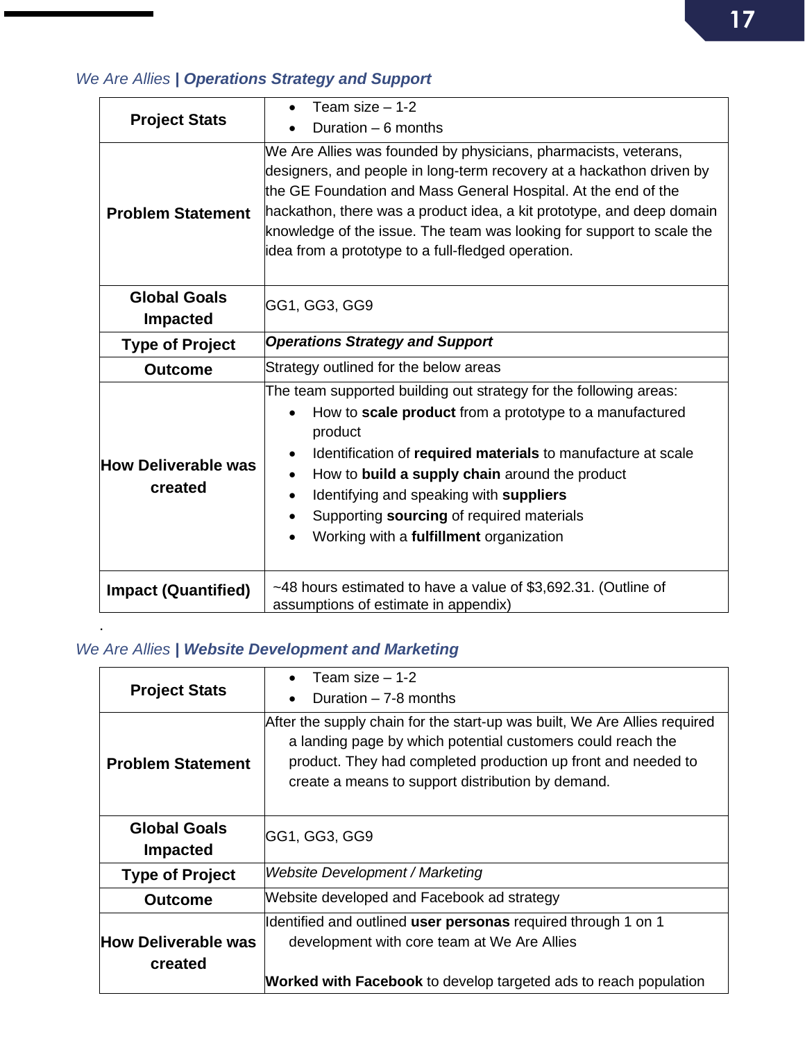### *We Are Allies* | ***Operations Strategy and Support***

| | |
|---|---|
| **Project Stats** | • Team size – 1-2<br>• Duration – 6 months |
| **Problem Statement** | We Are Allies was founded by physicians, pharmacists, veterans, designers, and people in long-term recovery at a hackathon driven by the GE Foundation and Mass General Hospital. At the end of the hackathon, there was a product idea, a kit prototype, and deep domain knowledge of the issue. The team was looking for support to scale the idea from a prototype to a full-fledged operation. |
| **Global Goals Impacted** | GG1, GG3, GG9 |
| **Type of Project** | ***Operations Strategy and Support*** |
| **Outcome** | Strategy outlined for the below areas |
| **How Deliverable was created** | The team supported building out strategy for the following areas:<br>• How to **scale product** from a prototype to a manufactured product<br>• Identification of **required materials** to manufacture at scale<br>• How to **build a supply chain** around the product<br>• Identifying and speaking with **suppliers**<br>• Supporting **sourcing** of required materials<br>• Working with a **fulfillment** organization |
| **Impact (Quantified)** | ~48 hours estimated to have a value of $3,692.31. (Outline of assumptions of estimate in appendix) |

.

### *We Are Allies* | ***Website Development and Marketing***

| | |
|---|---|
| **Project Stats** | • Team size – 1-2<br>• Duration – 7-8 months |
| **Problem Statement** | After the supply chain for the start-up was built, We Are Allies required a landing page by which potential customers could reach the product. They had completed production up front and needed to create a means to support distribution by demand. |
| **Global Goals Impacted** | GG1, GG3, GG9 |
| **Type of Project** | *Website Development / Marketing* |
| **Outcome** | Website developed and Facebook ad strategy |
| **How Deliverable was created** | Identified and outlined **user personas** required through 1 on 1 development with core team at We Are Allies<br><br>**Worked with Facebook** to develop targeted ads to reach population |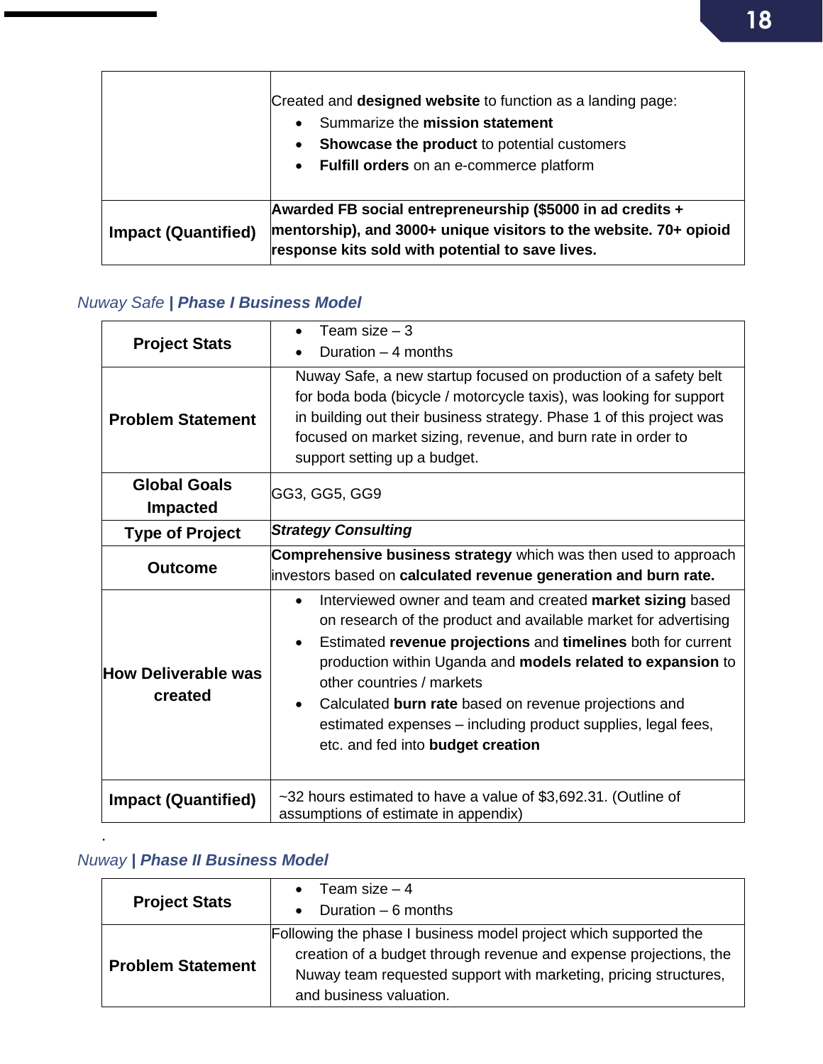| | |
|---|---|
| | Created and **designed website** to function as a landing page:<br>• Summarize the **mission statement**<br>• **Showcase the product** to potential customers<br>• **Fulfill orders** on an e-commerce platform |
| **Impact (Quantified)** | **Awarded FB social entrepreneurship ($5000 in ad credits + mentorship), and 3000+ unique visitors to the website. 70+ opioid response kits sold with potential to save lives.** |

### *Nuway Safe* | ***Phase I Business Model***

| | |
|---|---|
| **Project Stats** | • Team size – 3<br>• Duration – 4 months |
| **Problem Statement** | Nuway Safe, a new startup focused on production of a safety belt for boda boda (bicycle / motorcycle taxis), was looking for support in building out their business strategy. Phase 1 of this project was focused on market sizing, revenue, and burn rate in order to support setting up a budget. |
| **Global Goals Impacted** | GG3, GG5, GG9 |
| **Type of Project** | ***Strategy Consulting*** |
| **Outcome** | **Comprehensive business strategy** which was then used to approach investors based on **calculated revenue generation and burn rate.** |
| **How Deliverable was created** | • Interviewed owner and team and created **market sizing** based on research of the product and available market for advertising<br>• Estimated **revenue projections** and **timelines** both for current production within Uganda and **models related to expansion** to other countries / markets<br>• Calculated **burn rate** based on revenue projections and estimated expenses – including product supplies, legal fees, etc. and fed into **budget creation** |
| **Impact (Quantified)** | ~32 hours estimated to have a value of $3,692.31. (Outline of assumptions of estimate in appendix) |

.

### *Nuway* | ***Phase II Business Model***

| | |
|---|---|
| **Project Stats** | • Team size – 4<br>• Duration – 6 months |
| **Problem Statement** | Following the phase I business model project which supported the creation of a budget through revenue and expense projections, the Nuway team requested support with marketing, pricing structures, and business valuation. |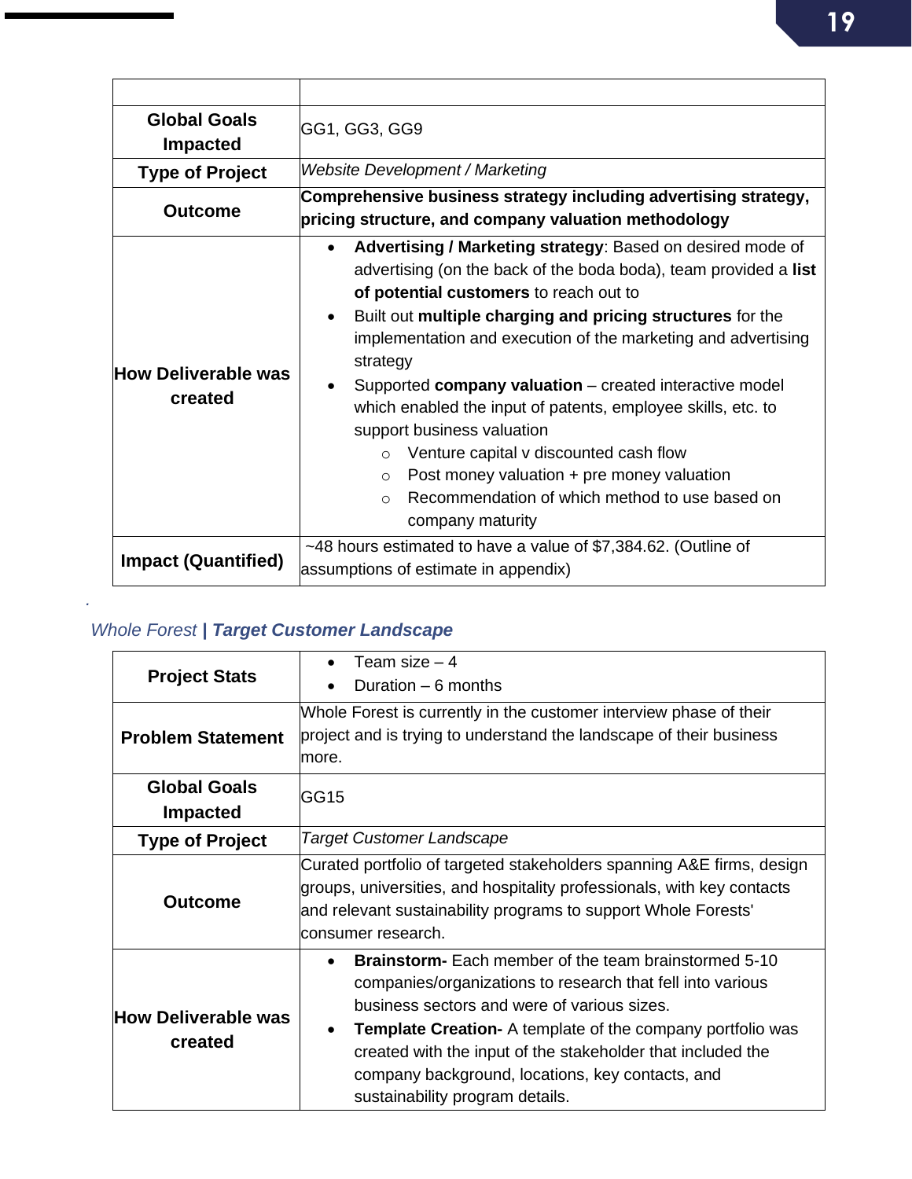| | |
|---|---|
| **Global Goals Impacted** | GG1, GG3, GG9 |
| **Type of Project** | *Website Development / Marketing* |
| **Outcome** | **Comprehensive business strategy including advertising strategy, pricing structure, and company valuation methodology** |
| **How Deliverable was created** | • **Advertising / Marketing strategy**: Based on desired mode of advertising (on the back of the boda boda), team provided a **list of potential customers** to reach out to<br>• Built out **multiple charging and pricing structures** for the implementation and execution of the marketing and advertising strategy<br>• Supported **company valuation** – created interactive model which enabled the input of patents, employee skills, etc. to support business valuation<br>  ○ Venture capital v discounted cash flow<br>  ○ Post money valuation + pre money valuation<br>  ○ Recommendation of which method to use based on company maturity |
| **Impact (Quantified)** | ~48 hours estimated to have a value of $7,384.62. (Outline of assumptions of estimate in appendix) |

### *Whole Forest* | ***Target Customer Landscape***

| | |
|---|---|
| **Project Stats** | • Team size – 4<br>• Duration – 6 months |
| **Problem Statement** | Whole Forest is currently in the customer interview phase of their project and is trying to understand the landscape of their business more. |
| **Global Goals Impacted** | GG15 |
| **Type of Project** | *Target Customer Landscape* |
| **Outcome** | Curated portfolio of targeted stakeholders spanning A&E firms, design groups, universities, and hospitality professionals, with key contacts and relevant sustainability programs to support Whole Forests' consumer research. |
| **How Deliverable was created** | • **Brainstorm-** Each member of the team brainstormed 5-10 companies/organizations to research that fell into various business sectors and were of various sizes.<br>• **Template Creation-** A template of the company portfolio was created with the input of the stakeholder that included the company background, locations, key contacts, and sustainability program details. |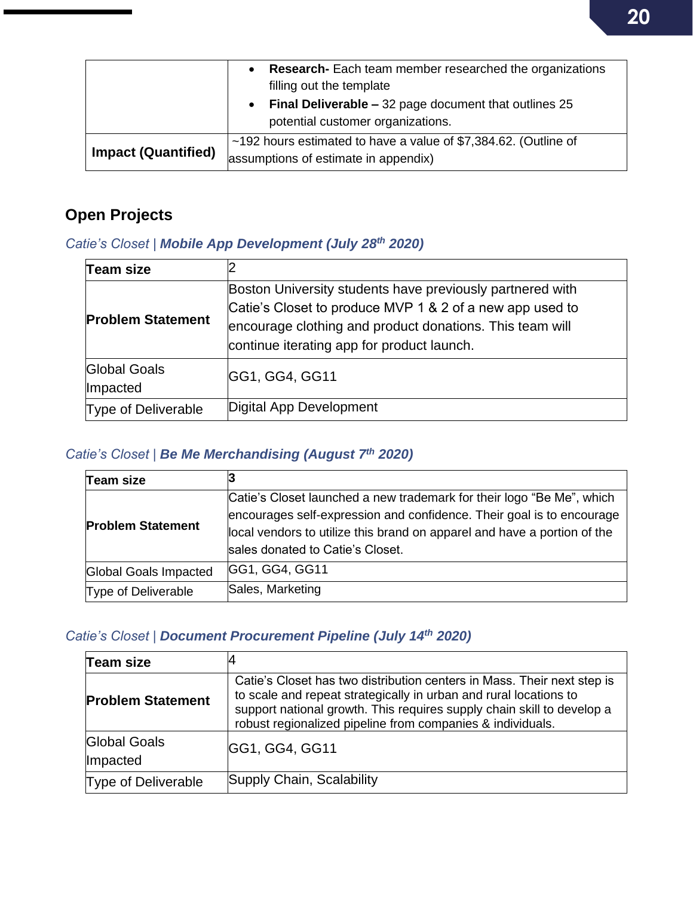| | |
|---|---|
| | • **Research-** Each team member researched the organizations filling out the template<br>• **Final Deliverable –** 32 page document that outlines 25 potential customer organizations. |
| **Impact (Quantified)** | ~192 hours estimated to have a value of $7,384.62. (Outline of assumptions of estimate in appendix) |

## Open Projects

### *Catie's Closet | **Mobile App Development (July 28th 2020)***

| **Team size** | 2 |
|---|---|
| **Problem Statement** | Boston University students have previously partnered with Catie's Closet to produce MVP 1 & 2 of a new app used to encourage clothing and product donations. This team will continue iterating app for product launch. |
| Global Goals Impacted | GG1, GG4, GG11 |
| Type of Deliverable | Digital App Development |

### *Catie's Closet | **Be Me Merchandising (August 7th 2020)***

| **Team size** | **3** |
|---|---|
| **Problem Statement** | Catie's Closet launched a new trademark for their logo "Be Me", which encourages self-expression and confidence. Their goal is to encourage local vendors to utilize this brand on apparel and have a portion of the sales donated to Catie's Closet. |
| Global Goals Impacted | GG1, GG4, GG11 |
| Type of Deliverable | Sales, Marketing |

### *Catie's Closet | **Document Procurement Pipeline (July 14th 2020)***

| **Team size** | 4 |
|---|---|
| **Problem Statement** | Catie's Closet has two distribution centers in Mass. Their next step is to scale and repeat strategically in urban and rural locations to support national growth. This requires supply chain skill to develop a robust regionalized pipeline from companies & individuals. |
| Global Goals Impacted | GG1, GG4, GG11 |
| Type of Deliverable | Supply Chain, Scalability |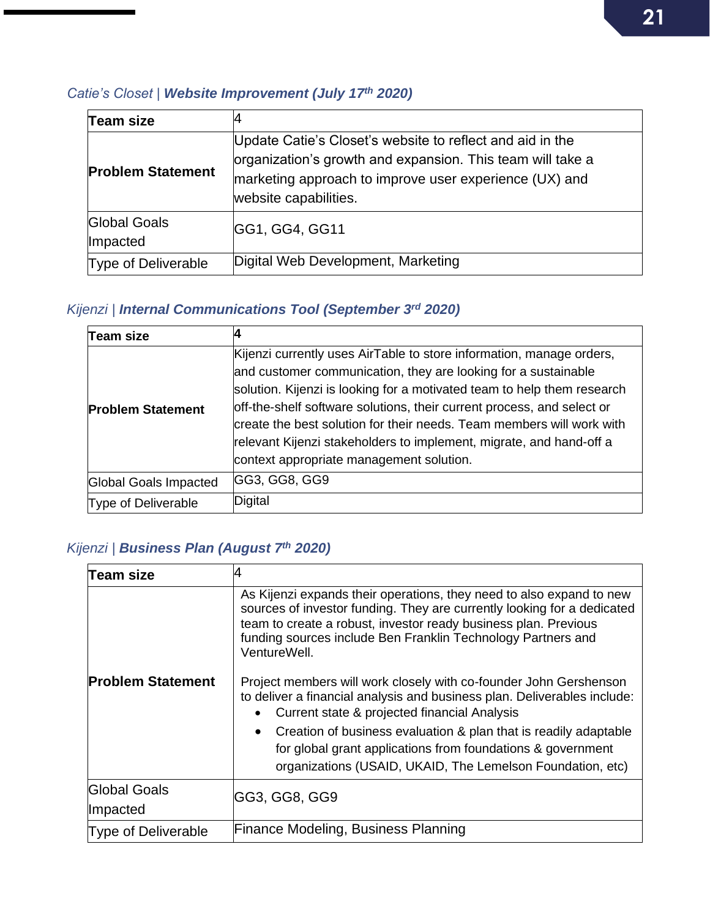### *Catie's Closet | **Website Improvement (July 17th 2020)***

| **Team size** | 4 |
|---|---|
| **Problem Statement** | Update Catie's Closet's website to reflect and aid in the organization's growth and expansion. This team will take a marketing approach to improve user experience (UX) and website capabilities. |
| Global Goals Impacted | GG1, GG4, GG11 |
| Type of Deliverable | Digital Web Development, Marketing |

### *Kijenzi | **Internal Communications Tool (September 3rd 2020)***

| **Team size** | **4** |
|---|---|
| **Problem Statement** | Kijenzi currently uses AirTable to store information, manage orders, and customer communication, they are looking for a sustainable solution. Kijenzi is looking for a motivated team to help them research off-the-shelf software solutions, their current process, and select or create the best solution for their needs. Team members will work with relevant Kijenzi stakeholders to implement, migrate, and hand-off a context appropriate management solution. |
| Global Goals Impacted | GG3, GG8, GG9 |
| Type of Deliverable | Digital |

### *Kijenzi | **Business Plan (August 7th 2020)***

| **Team size** | 4 |
|---|---|
| **Problem Statement** | As Kijenzi expands their operations, they need to also expand to new sources of investor funding. They are currently looking for a dedicated team to create a robust, investor ready business plan. Previous funding sources include Ben Franklin Technology Partners and VentureWell.<br><br>Project members will work closely with co-founder John Gershenson to deliver a financial analysis and business plan. Deliverables include:<br>• Current state & projected financial Analysis<br>• Creation of business evaluation & plan that is readily adaptable for global grant applications from foundations & government organizations (USAID, UKAID, The Lemelson Foundation, etc) |
| Global Goals Impacted | GG3, GG8, GG9 |
| Type of Deliverable | Finance Modeling, Business Planning |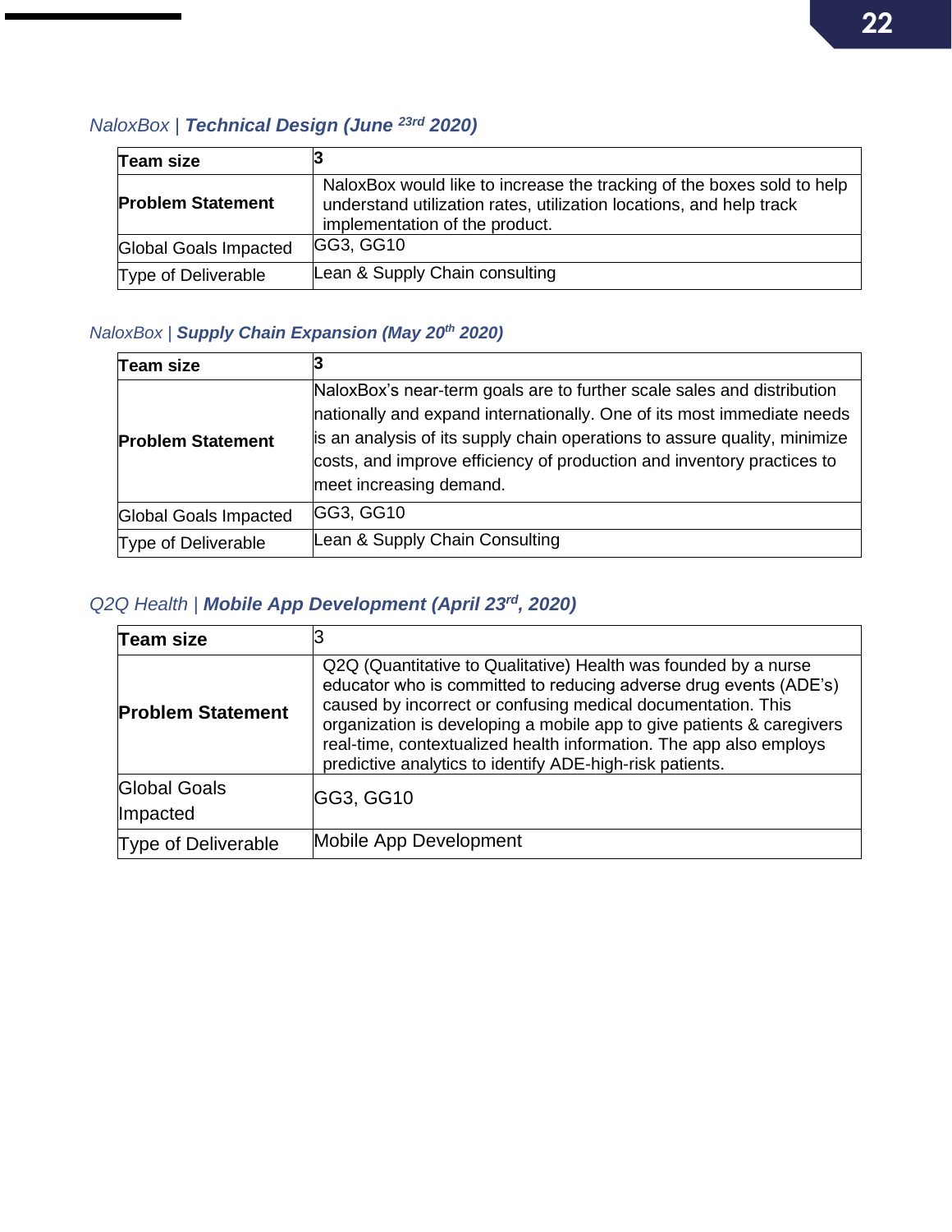*NaloxBox* | ***Technical Design (June 23rd 2020)***

| **Team size** | **3** |
|---|---|
| **Problem Statement** | NaloxBox would like to increase the tracking of the boxes sold to help understand utilization rates, utilization locations, and help track implementation of the product. |
| Global Goals Impacted | GG3, GG10 |
| Type of Deliverable | Lean & Supply Chain consulting |

*NaloxBox* | ***Supply Chain Expansion (May 20th 2020)***

| **Team size** | **3** |
|---|---|
| **Problem Statement** | NaloxBox's near-term goals are to further scale sales and distribution nationally and expand internationally. One of its most immediate needs is an analysis of its supply chain operations to assure quality, minimize costs, and improve efficiency of production and inventory practices to meet increasing demand. |
| Global Goals Impacted | GG3, GG10 |
| Type of Deliverable | Lean & Supply Chain Consulting |

*Q2Q Health* | ***Mobile App Development (April 23rd, 2020)***

| **Team size** | 3 |
|---|---|
| **Problem Statement** | Q2Q (Quantitative to Qualitative) Health was founded by a nurse educator who is committed to reducing adverse drug events (ADE's) caused by incorrect or confusing medical documentation. This organization is developing a mobile app to give patients & caregivers real-time, contextualized health information. The app also employs predictive analytics to identify ADE-high-risk patients. |
| Global Goals Impacted | GG3, GG10 |
| Type of Deliverable | Mobile App Development |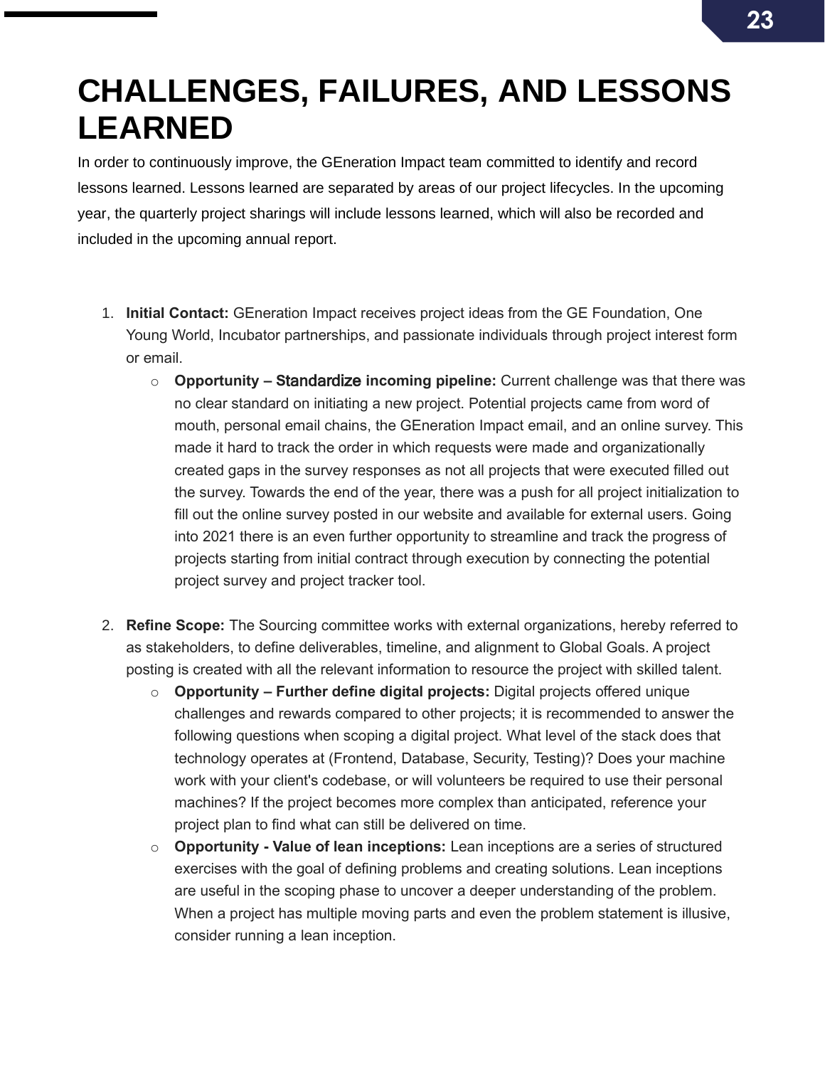# CHALLENGES, FAILURES, AND LESSONS LEARNED

In order to continuously improve, the GEneration Impact team committed to identify and record lessons learned. Lessons learned are separated by areas of our project lifecycles. In the upcoming year, the quarterly project sharings will include lessons learned, which will also be recorded and included in the upcoming annual report.

1. **Initial Contact:** GEneration Impact receives project ideas from the GE Foundation, One Young World, Incubator partnerships, and passionate individuals through project interest form or email.
    - **Opportunity – Standardize incoming pipeline:** Current challenge was that there was no clear standard on initiating a new project. Potential projects came from word of mouth, personal email chains, the GEneration Impact email, and an online survey. This made it hard to track the order in which requests were made and organizationally created gaps in the survey responses as not all projects that were executed filled out the survey. Towards the end of the year, there was a push for all project initialization to fill out the online survey posted in our website and available for external users. Going into 2021 there is an even further opportunity to streamline and track the progress of projects starting from initial contract through execution by connecting the potential project survey and project tracker tool.

2. **Refine Scope:** The Sourcing committee works with external organizations, hereby referred to as stakeholders, to define deliverables, timeline, and alignment to Global Goals. A project posting is created with all the relevant information to resource the project with skilled talent.
    - **Opportunity – Further define digital projects:** Digital projects offered unique challenges and rewards compared to other projects; it is recommended to answer the following questions when scoping a digital project. What level of the stack does that technology operates at (Frontend, Database, Security, Testing)? Does your machine work with your client's codebase, or will volunteers be required to use their personal machines? If the project becomes more complex than anticipated, reference your project plan to find what can still be delivered on time.
    - **Opportunity - Value of lean inceptions:** Lean inceptions are a series of structured exercises with the goal of defining problems and creating solutions. Lean inceptions are useful in the scoping phase to uncover a deeper understanding of the problem. When a project has multiple moving parts and even the problem statement is illusive, consider running a lean inception.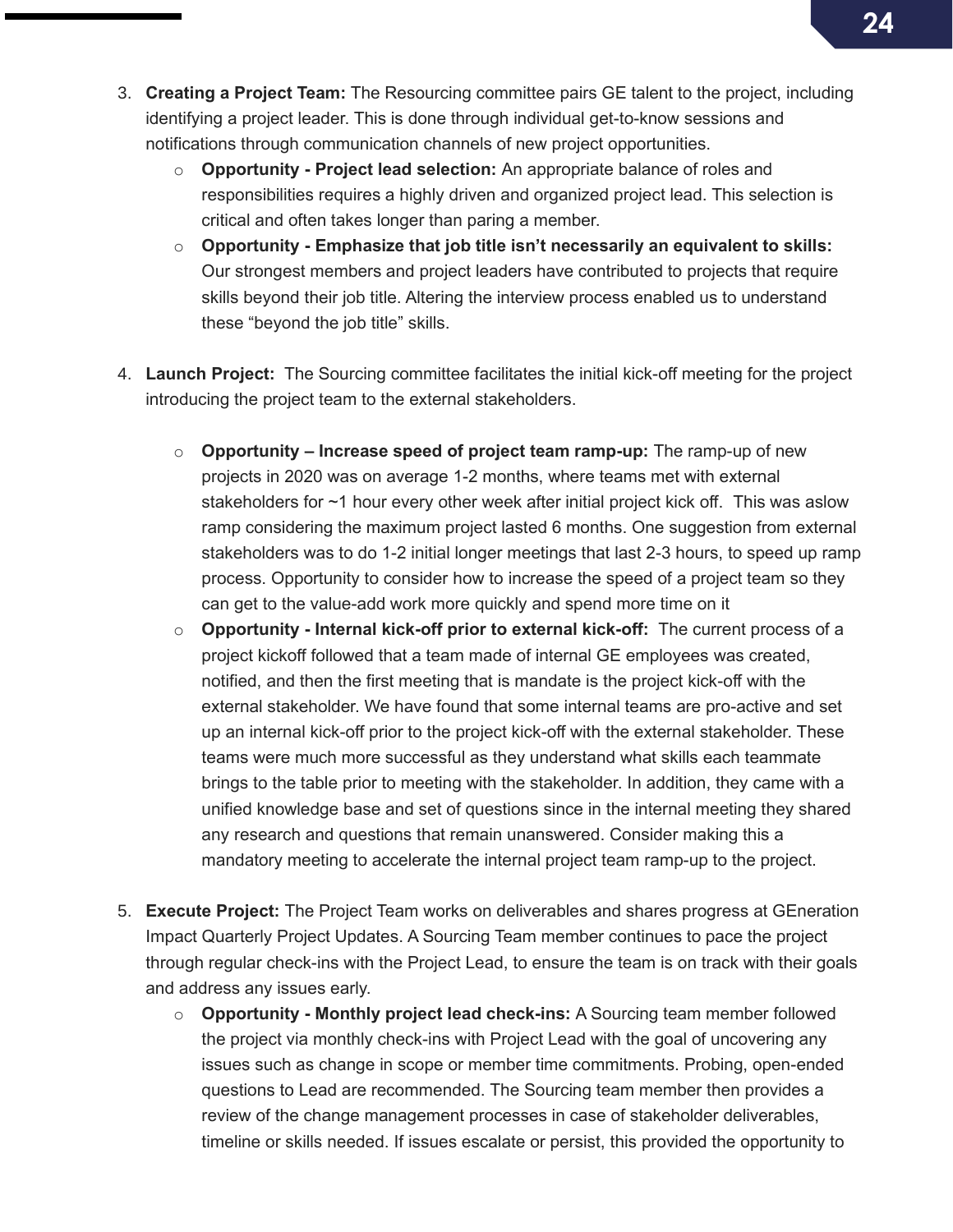3. **Creating a Project Team:** The Resourcing committee pairs GE talent to the project, including identifying a project leader. This is done through individual get-to-know sessions and notifications through communication channels of new project opportunities.
    - **Opportunity - Project lead selection:** An appropriate balance of roles and responsibilities requires a highly driven and organized project lead. This selection is critical and often takes longer than paring a member.
    - **Opportunity - Emphasize that job title isn't necessarily an equivalent to skills:** Our strongest members and project leaders have contributed to projects that require skills beyond their job title. Altering the interview process enabled us to understand these "beyond the job title" skills.

4. **Launch Project:** The Sourcing committee facilitates the initial kick-off meeting for the project introducing the project team to the external stakeholders.
    - **Opportunity – Increase speed of project team ramp-up:** The ramp-up of new projects in 2020 was on average 1-2 months, where teams met with external stakeholders for ~1 hour every other week after initial project kick off. This was aslow ramp considering the maximum project lasted 6 months. One suggestion from external stakeholders was to do 1-2 initial longer meetings that last 2-3 hours, to speed up ramp process. Opportunity to consider how to increase the speed of a project team so they can get to the value-add work more quickly and spend more time on it
    - **Opportunity - Internal kick-off prior to external kick-off:** The current process of a project kickoff followed that a team made of internal GE employees was created, notified, and then the first meeting that is mandate is the project kick-off with the external stakeholder. We have found that some internal teams are pro-active and set up an internal kick-off prior to the project kick-off with the external stakeholder. These teams were much more successful as they understand what skills each teammate brings to the table prior to meeting with the stakeholder. In addition, they came with a unified knowledge base and set of questions since in the internal meeting they shared any research and questions that remain unanswered. Consider making this a mandatory meeting to accelerate the internal project team ramp-up to the project.

5. **Execute Project:** The Project Team works on deliverables and shares progress at GEneration Impact Quarterly Project Updates. A Sourcing Team member continues to pace the project through regular check-ins with the Project Lead, to ensure the team is on track with their goals and address any issues early.
    - **Opportunity - Monthly project lead check-ins:** A Sourcing team member followed the project via monthly check-ins with Project Lead with the goal of uncovering any issues such as change in scope or member time commitments. Probing, open-ended questions to Lead are recommended. The Sourcing team member then provides a review of the change management processes in case of stakeholder deliverables, timeline or skills needed. If issues escalate or persist, this provided the opportunity to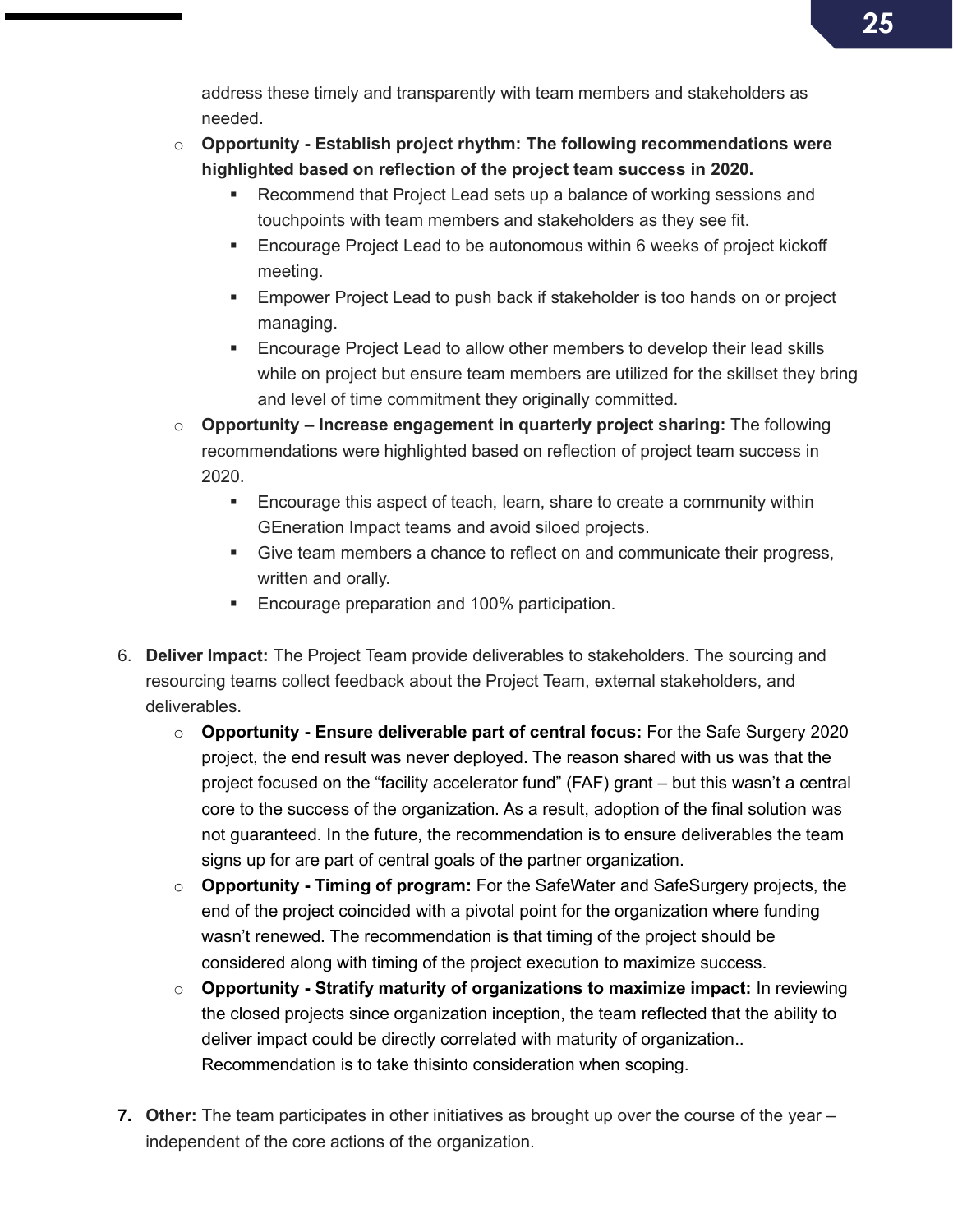address these timely and transparently with team members and stakeholders as needed.

- **Opportunity - Establish project rhythm: The following recommendations were highlighted based on reflection of the project team success in 2020.**
    - Recommend that Project Lead sets up a balance of working sessions and touchpoints with team members and stakeholders as they see fit.
    - Encourage Project Lead to be autonomous within 6 weeks of project kickoff meeting.
    - Empower Project Lead to push back if stakeholder is too hands on or project managing.
    - Encourage Project Lead to allow other members to develop their lead skills while on project but ensure team members are utilized for the skillset they bring and level of time commitment they originally committed.
- **Opportunity – Increase engagement in quarterly project sharing:** The following recommendations were highlighted based on reflection of project team success in 2020.
    - Encourage this aspect of teach, learn, share to create a community within GEneration Impact teams and avoid siloed projects.
    - Give team members a chance to reflect on and communicate their progress, written and orally.
    - Encourage preparation and 100% participation.

6. **Deliver Impact:** The Project Team provide deliverables to stakeholders. The sourcing and resourcing teams collect feedback about the Project Team, external stakeholders, and deliverables.
    - **Opportunity - Ensure deliverable part of central focus:** For the Safe Surgery 2020 project, the end result was never deployed. The reason shared with us was that the project focused on the "facility accelerator fund" (FAF) grant – but this wasn't a central core to the success of the organization. As a result, adoption of the final solution was not guaranteed. In the future, the recommendation is to ensure deliverables the team signs up for are part of central goals of the partner organization.
    - **Opportunity - Timing of program:** For the SafeWater and SafeSurgery projects, the end of the project coincided with a pivotal point for the organization where funding wasn't renewed. The recommendation is that timing of the project should be considered along with timing of the project execution to maximize success.
    - **Opportunity - Stratify maturity of organizations to maximize impact:** In reviewing the closed projects since organization inception, the team reflected that the ability to deliver impact could be directly correlated with maturity of organization.. Recommendation is to take thisinto consideration when scoping.

7. **Other:** The team participates in other initiatives as brought up over the course of the year – independent of the core actions of the organization.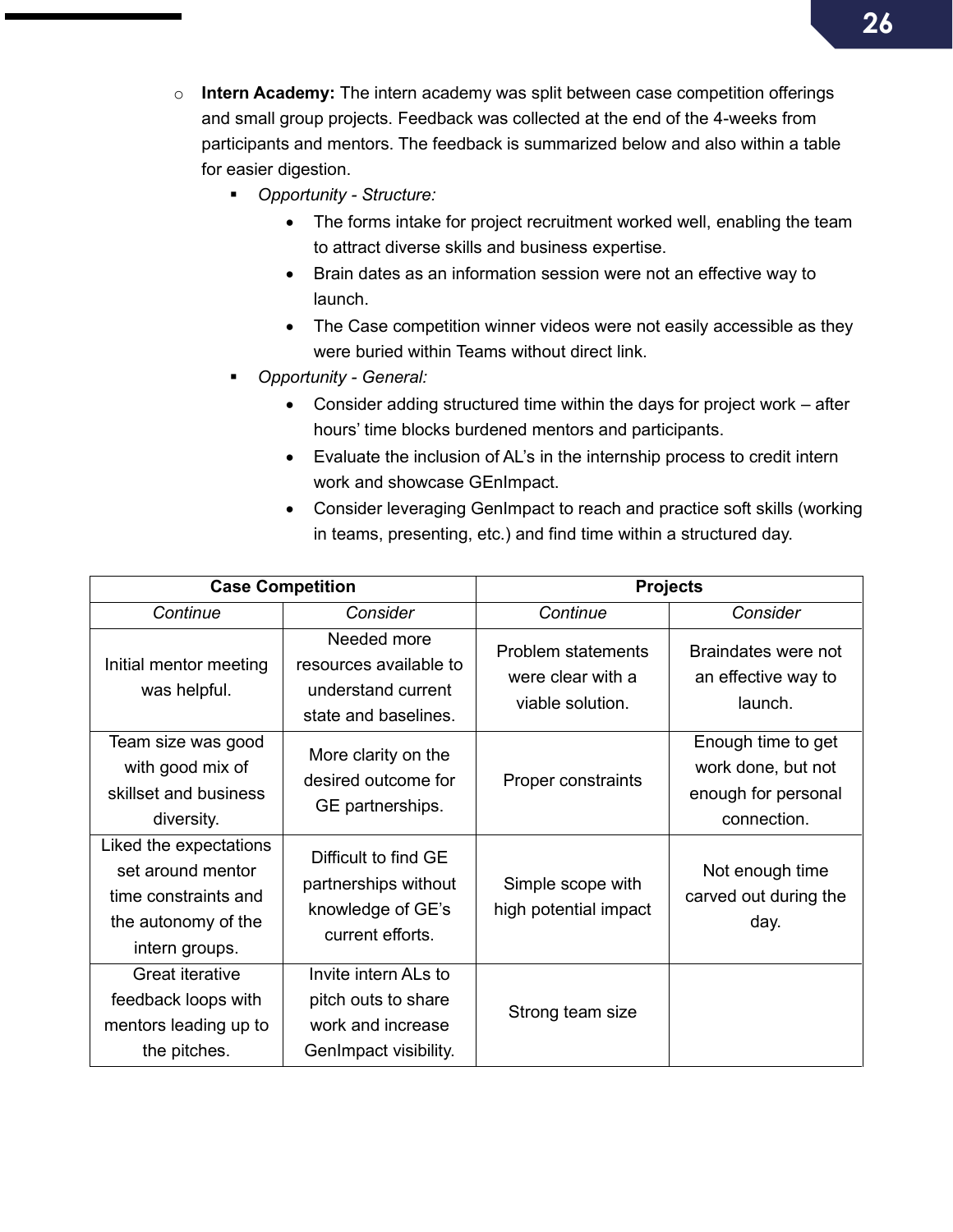- **Intern Academy:** The intern academy was split between case competition offerings and small group projects. Feedback was collected at the end of the 4-weeks from participants and mentors. The feedback is summarized below and also within a table for easier digestion.
  - *Opportunity - Structure:*
    - The forms intake for project recruitment worked well, enabling the team to attract diverse skills and business expertise.
    - Brain dates as an information session were not an effective way to launch.
    - The Case competition winner videos were not easily accessible as they were buried within Teams without direct link.
  - *Opportunity - General:*
    - Consider adding structured time within the days for project work – after hours' time blocks burdened mentors and participants.
    - Evaluate the inclusion of AL's in the internship process to credit intern work and showcase GEnImpact.
    - Consider leveraging GenImpact to reach and practice soft skills (working in teams, presenting, etc.) and find time within a structured day.

| **Case Competition** | | **Projects** | |
|---|---|---|---|
| *Continue* | *Consider* | *Continue* | *Consider* |
| Initial mentor meeting was helpful. | Needed more resources available to understand current state and baselines. | Problem statements were clear with a viable solution. | Braindates were not an effective way to launch. |
| Team size was good with good mix of skillset and business diversity. | More clarity on the desired outcome for GE partnerships. | Proper constraints | Enough time to get work done, but not enough for personal connection. |
| Liked the expectations set around mentor time constraints and the autonomy of the intern groups. | Difficult to find GE partnerships without knowledge of GE's current efforts. | Simple scope with high potential impact | Not enough time carved out during the day. |
| Great iterative feedback loops with mentors leading up to the pitches. | Invite intern ALs to pitch outs to share work and increase GenImpact visibility. | Strong team size | |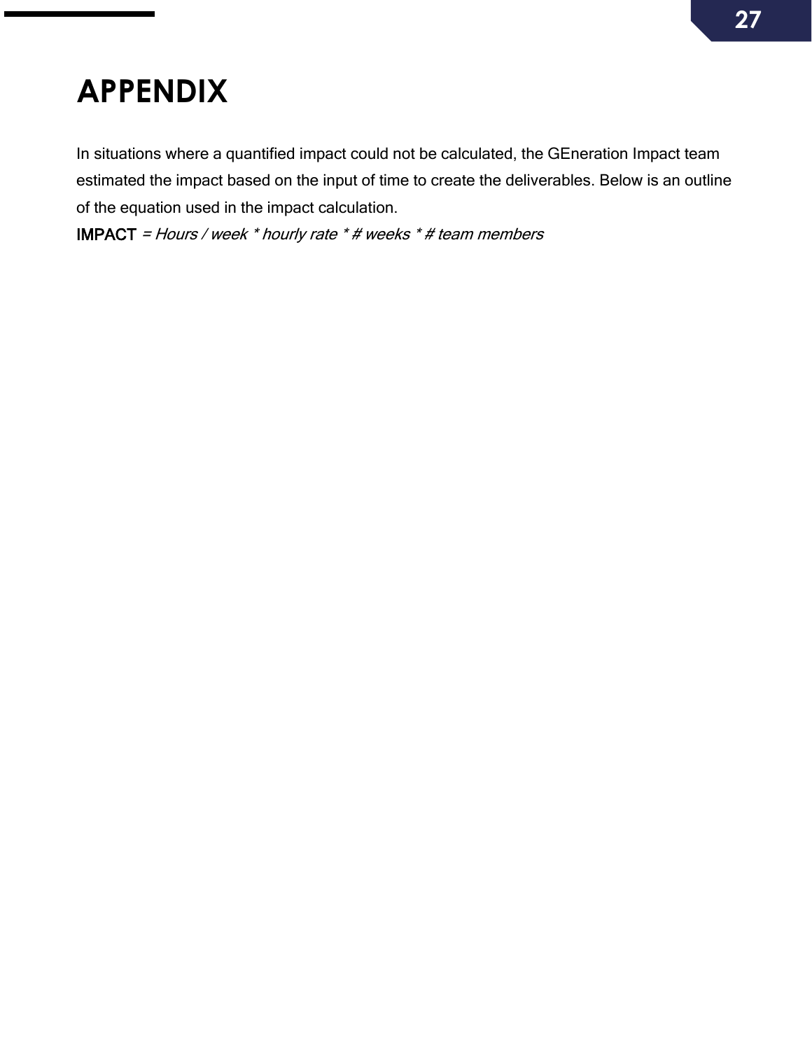# APPENDIX

In situations where a quantified impact could not be calculated, the GEneration Impact team estimated the impact based on the input of time to create the deliverables. Below is an outline of the equation used in the impact calculation.

IMPACT *= Hours / week * hourly rate * # weeks * # team members*